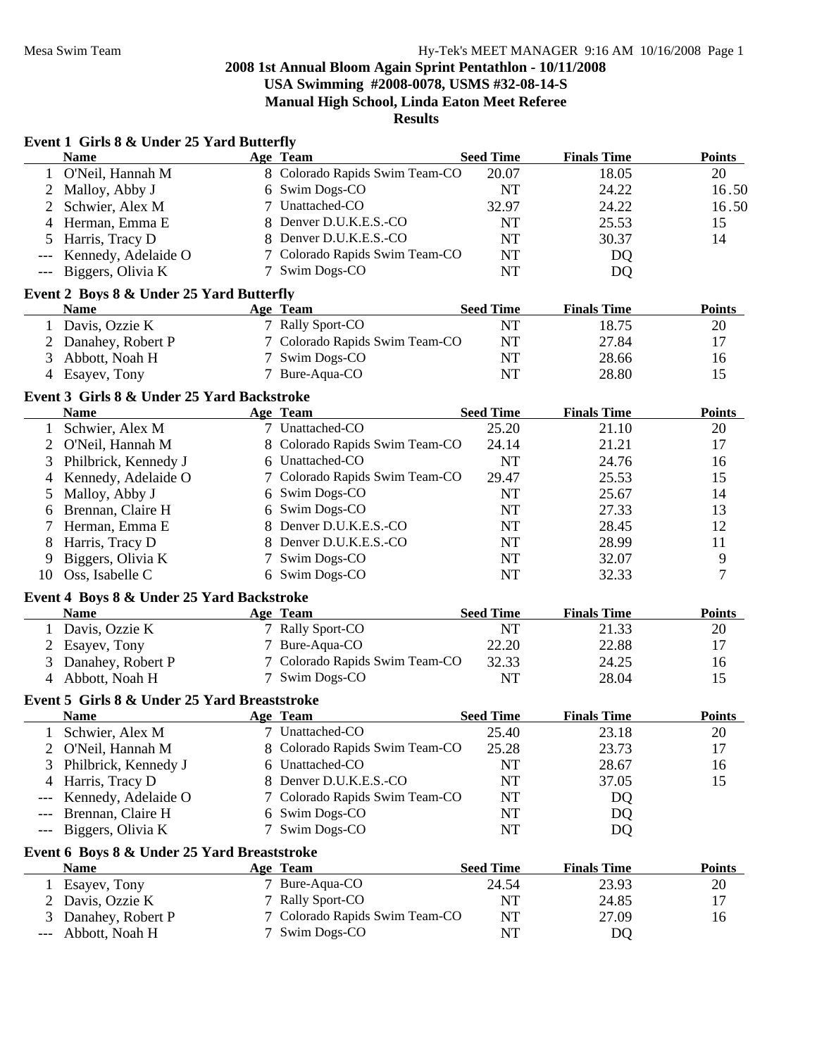# 2008 1st Annual Bloom Again Sprint Pentathlon - 10/11/2008

## USA Swimming #2008-0078, USMS #32-08-14-S

## Manual High School, Linda Eaton Meet Referee

## Results

### Event 1 Girls 8 & Under 25 Yard Butterfly

| | Name | Age | Team | Seed Time | Finals Time | Points |
|---|---|---|---|---|---|---|
| 1 | O'Neil, Hannah M | 8 | Colorado Rapids Swim Team-CO | 20.07 | 18.05 | 20 |
| 2 | Malloy, Abby J | 6 | Swim Dogs-CO | NT | 24.22 | 16.50 |
| 2 | Schwier, Alex M | 7 | Unattached-CO | 32.97 | 24.22 | 16.50 |
| 4 | Herman, Emma E | 8 | Denver D.U.K.E.S.-CO | NT | 25.53 | 15 |
| 5 | Harris, Tracy D | 8 | Denver D.U.K.E.S.-CO | NT | 30.37 | 14 |
| --- | Kennedy, Adelaide O | 7 | Colorado Rapids Swim Team-CO | NT | DQ | |
| --- | Biggers, Olivia K | 7 | Swim Dogs-CO | NT | DQ | |

### Event 2 Boys 8 & Under 25 Yard Butterfly

| | Name | Age | Team | Seed Time | Finals Time | Points |
|---|---|---|---|---|---|---|
| 1 | Davis, Ozzie K | 7 | Rally Sport-CO | NT | 18.75 | 20 |
| 2 | Danahey, Robert P | 7 | Colorado Rapids Swim Team-CO | NT | 27.84 | 17 |
| 3 | Abbott, Noah H | 7 | Swim Dogs-CO | NT | 28.66 | 16 |
| 4 | Esayev, Tony | 7 | Bure-Aqua-CO | NT | 28.80 | 15 |

### Event 3 Girls 8 & Under 25 Yard Backstroke

| | Name | Age | Team | Seed Time | Finals Time | Points |
|---|---|---|---|---|---|---|
| 1 | Schwier, Alex M | 7 | Unattached-CO | 25.20 | 21.10 | 20 |
| 2 | O'Neil, Hannah M | 8 | Colorado Rapids Swim Team-CO | 24.14 | 21.21 | 17 |
| 3 | Philbrick, Kennedy J | 6 | Unattached-CO | NT | 24.76 | 16 |
| 4 | Kennedy, Adelaide O | 7 | Colorado Rapids Swim Team-CO | 29.47 | 25.53 | 15 |
| 5 | Malloy, Abby J | 6 | Swim Dogs-CO | NT | 25.67 | 14 |
| 6 | Brennan, Claire H | 6 | Swim Dogs-CO | NT | 27.33 | 13 |
| 7 | Herman, Emma E | 8 | Denver D.U.K.E.S.-CO | NT | 28.45 | 12 |
| 8 | Harris, Tracy D | 8 | Denver D.U.K.E.S.-CO | NT | 28.99 | 11 |
| 9 | Biggers, Olivia K | 7 | Swim Dogs-CO | NT | 32.07 | 9 |
| 10 | Oss, Isabelle C | 6 | Swim Dogs-CO | NT | 32.33 | 7 |

### Event 4 Boys 8 & Under 25 Yard Backstroke

| | Name | Age | Team | Seed Time | Finals Time | Points |
|---|---|---|---|---|---|---|
| 1 | Davis, Ozzie K | 7 | Rally Sport-CO | NT | 21.33 | 20 |
| 2 | Esayev, Tony | 7 | Bure-Aqua-CO | 22.20 | 22.88 | 17 |
| 3 | Danahey, Robert P | 7 | Colorado Rapids Swim Team-CO | 32.33 | 24.25 | 16 |
| 4 | Abbott, Noah H | 7 | Swim Dogs-CO | NT | 28.04 | 15 |

### Event 5 Girls 8 & Under 25 Yard Breaststroke

| | Name | Age | Team | Seed Time | Finals Time | Points |
|---|---|---|---|---|---|---|
| 1 | Schwier, Alex M | 7 | Unattached-CO | 25.40 | 23.18 | 20 |
| 2 | O'Neil, Hannah M | 8 | Colorado Rapids Swim Team-CO | 25.28 | 23.73 | 17 |
| 3 | Philbrick, Kennedy J | 6 | Unattached-CO | NT | 28.67 | 16 |
| 4 | Harris, Tracy D | 8 | Denver D.U.K.E.S.-CO | NT | 37.05 | 15 |
| --- | Kennedy, Adelaide O | 7 | Colorado Rapids Swim Team-CO | NT | DQ | |
| --- | Brennan, Claire H | 6 | Swim Dogs-CO | NT | DQ | |
| --- | Biggers, Olivia K | 7 | Swim Dogs-CO | NT | DQ | |

### Event 6 Boys 8 & Under 25 Yard Breaststroke

| | Name | Age | Team | Seed Time | Finals Time | Points |
|---|---|---|---|---|---|---|
| 1 | Esayev, Tony | 7 | Bure-Aqua-CO | 24.54 | 23.93 | 20 |
| 2 | Davis, Ozzie K | 7 | Rally Sport-CO | NT | 24.85 | 17 |
| 3 | Danahey, Robert P | 7 | Colorado Rapids Swim Team-CO | NT | 27.09 | 16 |
| --- | Abbott, Noah H | 7 | Swim Dogs-CO | NT | DQ | |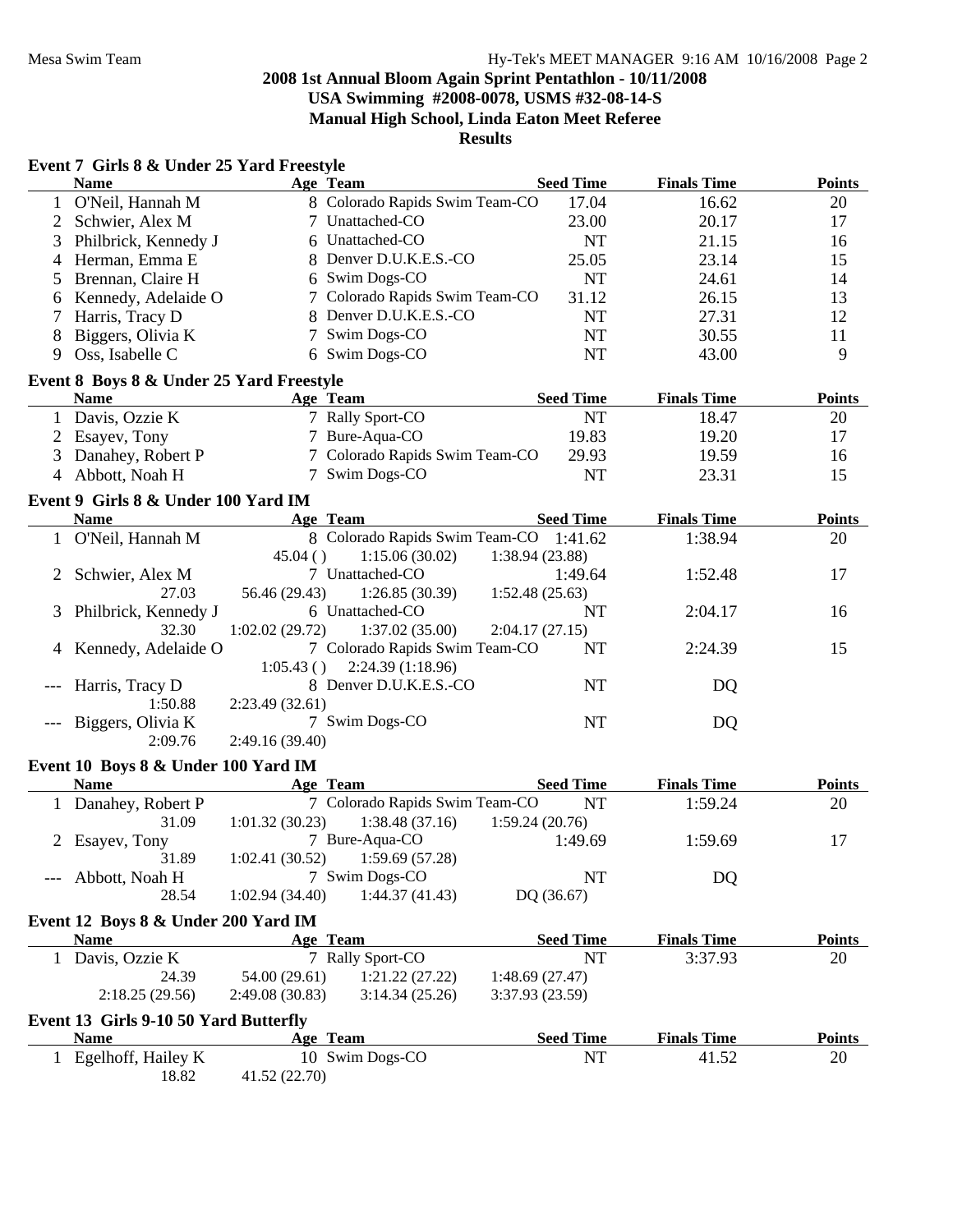# 2008 1st Annual Bloom Again Sprint Pentathlon - 10/11/2008

**USA Swimming #2008-0078, USMS #32-08-14-S**

**Manual High School, Linda Eaton Meet Referee**

**Results**

## Event 7 Girls 8 & Under 25 Yard Freestyle

| | Name | Age | Team | Seed Time | Finals Time | Points |
|---|---|---|---|---|---|---|
| 1 | O'Neil, Hannah M | 8 | Colorado Rapids Swim Team-CO | 17.04 | 16.62 | 20 |
| 2 | Schwier, Alex M | 7 | Unattached-CO | 23.00 | 20.17 | 17 |
| 3 | Philbrick, Kennedy J | 6 | Unattached-CO | NT | 21.15 | 16 |
| 4 | Herman, Emma E | 8 | Denver D.U.K.E.S.-CO | 25.05 | 23.14 | 15 |
| 5 | Brennan, Claire H | 6 | Swim Dogs-CO | NT | 24.61 | 14 |
| 6 | Kennedy, Adelaide O | 7 | Colorado Rapids Swim Team-CO | 31.12 | 26.15 | 13 |
| 7 | Harris, Tracy D | 8 | Denver D.U.K.E.S.-CO | NT | 27.31 | 12 |
| 8 | Biggers, Olivia K | 7 | Swim Dogs-CO | NT | 30.55 | 11 |
| 9 | Oss, Isabelle C | 6 | Swim Dogs-CO | NT | 43.00 | 9 |

## Event 8 Boys 8 & Under 25 Yard Freestyle

| | Name | Age | Team | Seed Time | Finals Time | Points |
|---|---|---|---|---|---|---|
| 1 | Davis, Ozzie K | 7 | Rally Sport-CO | NT | 18.47 | 20 |
| 2 | Esayev, Tony | 7 | Bure-Aqua-CO | 19.83 | 19.20 | 17 |
| 3 | Danahey, Robert P | 7 | Colorado Rapids Swim Team-CO | 29.93 | 19.59 | 16 |
| 4 | Abbott, Noah H | 7 | Swim Dogs-CO | NT | 23.31 | 15 |

## Event 9 Girls 8 & Under 100 Yard IM

| | Name | Age | Team | Seed Time | Finals Time | Points |
|---|---|---|---|---|---|---|
| 1 | O'Neil, Hannah M | 8 | Colorado Rapids Swim Team-CO | 1:41.62 | 1:38.94 | 20 |
| | 45.04 ( ) | 1:15.06 (30.02) | 1:38.94 (23.88) | | | |
| 2 | Schwier, Alex M | 7 | Unattached-CO | 1:49.64 | 1:52.48 | 17 |
| | 27.03 | 56.46 (29.43) | 1:26.85 (30.39) | 1:52.48 (25.63) | | |
| 3 | Philbrick, Kennedy J | 6 | Unattached-CO | NT | 2:04.17 | 16 |
| | 32.30 | 1:02.02 (29.72) | 1:37.02 (35.00) | 2:04.17 (27.15) | | |
| 4 | Kennedy, Adelaide O | 7 | Colorado Rapids Swim Team-CO | NT | 2:24.39 | 15 |
| | 1:05.43 ( ) | 2:24.39 (1:18.96) | | | | |
| --- | Harris, Tracy D | 8 | Denver D.U.K.E.S.-CO | NT | DQ | |
| | 1:50.88 | 2:23.49 (32.61) | | | | |
| --- | Biggers, Olivia K | 7 | Swim Dogs-CO | NT | DQ | |
| | 2:09.76 | 2:49.16 (39.40) | | | | |

## Event 10 Boys 8 & Under 100 Yard IM

| | Name | Age | Team | Seed Time | Finals Time | Points |
|---|---|---|---|---|---|---|
| 1 | Danahey, Robert P | 7 | Colorado Rapids Swim Team-CO | NT | 1:59.24 | 20 |
| | 31.09 | 1:01.32 (30.23) | 1:38.48 (37.16) | 1:59.24 (20.76) | | |
| 2 | Esayev, Tony | 7 | Bure-Aqua-CO | 1:49.69 | 1:59.69 | 17 |
| | 31.89 | 1:02.41 (30.52) | 1:59.69 (57.28) | | | |
| --- | Abbott, Noah H | 7 | Swim Dogs-CO | NT | DQ | |
| | 28.54 | 1:02.94 (34.40) | 1:44.37 (41.43) | DQ (36.67) | | |

## Event 12 Boys 8 & Under 200 Yard IM

| | Name | Age | Team | Seed Time | Finals Time | Points |
|---|---|---|---|---|---|---|
| 1 | Davis, Ozzie K | 7 | Rally Sport-CO | NT | 3:37.93 | 20 |
| | 24.39 | 54.00 (29.61) | 1:21.22 (27.22) | 1:48.69 (27.47) | | |
| | 2:18.25 (29.56) | 2:49.08 (30.83) | 3:14.34 (25.26) | 3:37.93 (23.59) | | |

## Event 13 Girls 9-10 50 Yard Butterfly

| | Name | Age | Team | Seed Time | Finals Time | Points |
|---|---|---|---|---|---|---|
| 1 | Egelhoff, Hailey K | 10 | Swim Dogs-CO | NT | 41.52 | 20 |
| | 18.82 | 41.52 (22.70) | | | | |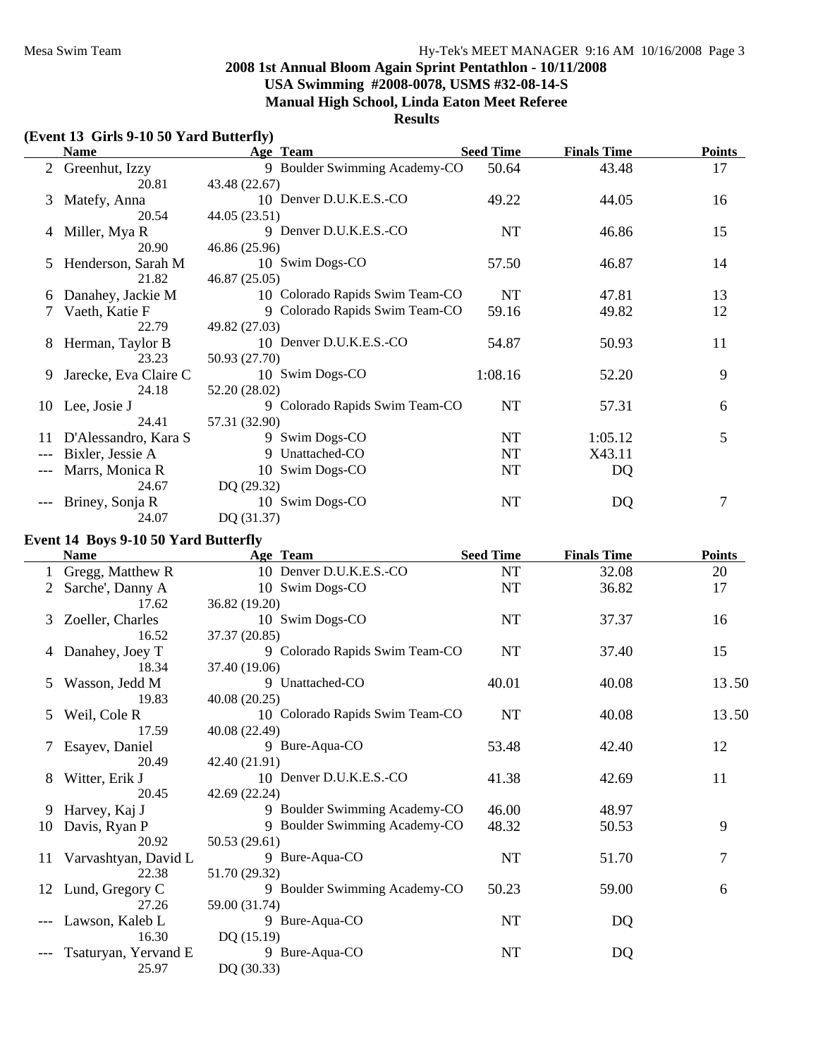**2008 1st Annual Bloom Again Sprint Pentathlon - 10/11/2008**
**USA Swimming #2008-0078, USMS #32-08-14-S**
**Manual High School, Linda Eaton Meet Referee**
**Results**

### (Event 13 Girls 9-10 50 Yard Butterfly)

| | Name | Age | Team | Seed Time | Finals Time | Points |
|---|---|---|---|---|---|---|
| 2 | Greenhut, Izzy | 9 | Boulder Swimming Academy-CO | 50.64 | 43.48 | 17 |
| | 20.81 | 43.48 (22.67) | | | | |
| 3 | Matefy, Anna | 10 | Denver D.U.K.E.S.-CO | 49.22 | 44.05 | 16 |
| | 20.54 | 44.05 (23.51) | | | | |
| 4 | Miller, Mya R | 9 | Denver D.U.K.E.S.-CO | NT | 46.86 | 15 |
| | 20.90 | 46.86 (25.96) | | | | |
| 5 | Henderson, Sarah M | 10 | Swim Dogs-CO | 57.50 | 46.87 | 14 |
| | 21.82 | 46.87 (25.05) | | | | |
| 6 | Danahey, Jackie M | 10 | Colorado Rapids Swim Team-CO | NT | 47.81 | 13 |
| 7 | Vaeth, Katie F | 9 | Colorado Rapids Swim Team-CO | 59.16 | 49.82 | 12 |
| | 22.79 | 49.82 (27.03) | | | | |
| 8 | Herman, Taylor B | 10 | Denver D.U.K.E.S.-CO | 54.87 | 50.93 | 11 |
| | 23.23 | 50.93 (27.70) | | | | |
| 9 | Jarecke, Eva Claire C | 10 | Swim Dogs-CO | 1:08.16 | 52.20 | 9 |
| | 24.18 | 52.20 (28.02) | | | | |
| 10 | Lee, Josie J | 9 | Colorado Rapids Swim Team-CO | NT | 57.31 | 6 |
| | 24.41 | 57.31 (32.90) | | | | |
| 11 | D'Alessandro, Kara S | 9 | Swim Dogs-CO | NT | 1:05.12 | 5 |
| --- | Bixler, Jessie A | 9 | Unattached-CO | NT | X43.11 | |
| --- | Marrs, Monica R | 10 | Swim Dogs-CO | NT | DQ | |
| | 24.67 | DQ (29.32) | | | | |
| --- | Briney, Sonja R | 10 | Swim Dogs-CO | NT | DQ | 7 |
| | 24.07 | DQ (31.37) | | | | |

### Event 14 Boys 9-10 50 Yard Butterfly

| | Name | Age | Team | Seed Time | Finals Time | Points |
|---|---|---|---|---|---|---|
| 1 | Gregg, Matthew R | 10 | Denver D.U.K.E.S.-CO | NT | 32.08 | 20 |
| 2 | Sarche', Danny A | 10 | Swim Dogs-CO | NT | 36.82 | 17 |
| | 17.62 | 36.82 (19.20) | | | | |
| 3 | Zoeller, Charles | 10 | Swim Dogs-CO | NT | 37.37 | 16 |
| | 16.52 | 37.37 (20.85) | | | | |
| 4 | Danahey, Joey T | 9 | Colorado Rapids Swim Team-CO | NT | 37.40 | 15 |
| | 18.34 | 37.40 (19.06) | | | | |
| 5 | Wasson, Jedd M | 9 | Unattached-CO | 40.01 | 40.08 | 13.50 |
| | 19.83 | 40.08 (20.25) | | | | |
| 5 | Weil, Cole R | 10 | Colorado Rapids Swim Team-CO | NT | 40.08 | 13.50 |
| | 17.59 | 40.08 (22.49) | | | | |
| 7 | Esayev, Daniel | 9 | Bure-Aqua-CO | 53.48 | 42.40 | 12 |
| | 20.49 | 42.40 (21.91) | | | | |
| 8 | Witter, Erik J | 10 | Denver D.U.K.E.S.-CO | 41.38 | 42.69 | 11 |
| | 20.45 | 42.69 (22.24) | | | | |
| 9 | Harvey, Kaj J | 9 | Boulder Swimming Academy-CO | 46.00 | 48.97 | |
| 10 | Davis, Ryan P | 9 | Boulder Swimming Academy-CO | 48.32 | 50.53 | 9 |
| | 20.92 | 50.53 (29.61) | | | | |
| 11 | Varvashtyan, David L | 9 | Bure-Aqua-CO | NT | 51.70 | 7 |
| | 22.38 | 51.70 (29.32) | | | | |
| 12 | Lund, Gregory C | 9 | Boulder Swimming Academy-CO | 50.23 | 59.00 | 6 |
| | 27.26 | 59.00 (31.74) | | | | |
| --- | Lawson, Kaleb L | 9 | Bure-Aqua-CO | NT | DQ | |
| | 16.30 | DQ (15.19) | | | | |
| --- | Tsaturyan, Yervand E | 9 | Bure-Aqua-CO | NT | DQ | |
| | 25.97 | DQ (30.33) | | | | |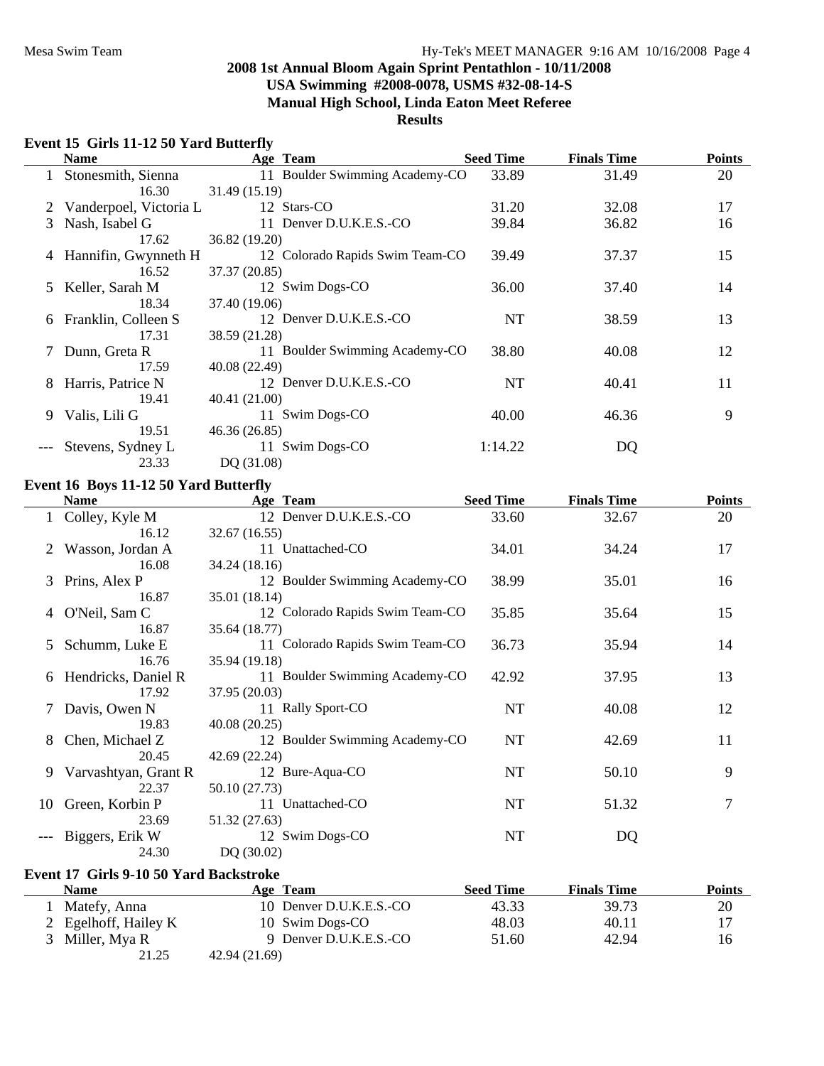# 2008 1st Annual Bloom Again Sprint Pentathlon - 10/11/2008
## USA Swimming #2008-0078, USMS #32-08-14-S
## Manual High School, Linda Eaton Meet Referee
## Results

### Event 15 Girls 11-12 50 Yard Butterfly

| | Name | Age | Team | Seed Time | Finals Time | Points |
|---|---|---|---|---|---|---|
| 1 | Stonesmith, Sienna | 11 | Boulder Swimming Academy-CO | 33.89 | 31.49 | 20 |
| | 16.30 | 31.49 (15.19) | | | | |
| 2 | Vanderpoel, Victoria L | 12 | Stars-CO | 31.20 | 32.08 | 17 |
| 3 | Nash, Isabel G | 11 | Denver D.U.K.E.S.-CO | 39.84 | 36.82 | 16 |
| | 17.62 | 36.82 (19.20) | | | | |
| 4 | Hannifin, Gwynneth H | 12 | Colorado Rapids Swim Team-CO | 39.49 | 37.37 | 15 |
| | 16.52 | 37.37 (20.85) | | | | |
| 5 | Keller, Sarah M | 12 | Swim Dogs-CO | 36.00 | 37.40 | 14 |
| | 18.34 | 37.40 (19.06) | | | | |
| 6 | Franklin, Colleen S | 12 | Denver D.U.K.E.S.-CO | NT | 38.59 | 13 |
| | 17.31 | 38.59 (21.28) | | | | |
| 7 | Dunn, Greta R | 11 | Boulder Swimming Academy-CO | 38.80 | 40.08 | 12 |
| | 17.59 | 40.08 (22.49) | | | | |
| 8 | Harris, Patrice N | 12 | Denver D.U.K.E.S.-CO | NT | 40.41 | 11 |
| | 19.41 | 40.41 (21.00) | | | | |
| 9 | Valis, Lili G | 11 | Swim Dogs-CO | 40.00 | 46.36 | 9 |
| | 19.51 | 46.36 (26.85) | | | | |
| --- | Stevens, Sydney L | 11 | Swim Dogs-CO | 1:14.22 | DQ | |
| | 23.33 | DQ (31.08) | | | | |

### Event 16 Boys 11-12 50 Yard Butterfly

| | Name | Age | Team | Seed Time | Finals Time | Points |
|---|---|---|---|---|---|---|
| 1 | Colley, Kyle M | 12 | Denver D.U.K.E.S.-CO | 33.60 | 32.67 | 20 |
| | 16.12 | 32.67 (16.55) | | | | |
| 2 | Wasson, Jordan A | 11 | Unattached-CO | 34.01 | 34.24 | 17 |
| | 16.08 | 34.24 (18.16) | | | | |
| 3 | Prins, Alex P | 12 | Boulder Swimming Academy-CO | 38.99 | 35.01 | 16 |
| | 16.87 | 35.01 (18.14) | | | | |
| 4 | O'Neil, Sam C | 12 | Colorado Rapids Swim Team-CO | 35.85 | 35.64 | 15 |
| | 16.87 | 35.64 (18.77) | | | | |
| 5 | Schumm, Luke E | 11 | Colorado Rapids Swim Team-CO | 36.73 | 35.94 | 14 |
| | 16.76 | 35.94 (19.18) | | | | |
| 6 | Hendricks, Daniel R | 11 | Boulder Swimming Academy-CO | 42.92 | 37.95 | 13 |
| | 17.92 | 37.95 (20.03) | | | | |
| 7 | Davis, Owen N | 11 | Rally Sport-CO | NT | 40.08 | 12 |
| | 19.83 | 40.08 (20.25) | | | | |
| 8 | Chen, Michael Z | 12 | Boulder Swimming Academy-CO | NT | 42.69 | 11 |
| | 20.45 | 42.69 (22.24) | | | | |
| 9 | Varvashtyan, Grant R | 12 | Bure-Aqua-CO | NT | 50.10 | 9 |
| | 22.37 | 50.10 (27.73) | | | | |
| 10 | Green, Korbin P | 11 | Unattached-CO | NT | 51.32 | 7 |
| | 23.69 | 51.32 (27.63) | | | | |
| --- | Biggers, Erik W | 12 | Swim Dogs-CO | NT | DQ | |
| | 24.30 | DQ (30.02) | | | | |

### Event 17 Girls 9-10 50 Yard Backstroke

| | Name | Age | Team | Seed Time | Finals Time | Points |
|---|---|---|---|---|---|---|
| 1 | Matefy, Anna | 10 | Denver D.U.K.E.S.-CO | 43.33 | 39.73 | 20 |
| 2 | Egelhoff, Hailey K | 10 | Swim Dogs-CO | 48.03 | 40.11 | 17 |
| 3 | Miller, Mya R | 9 | Denver D.U.K.E.S.-CO | 51.60 | 42.94 | 16 |
| | 21.25 | 42.94 (21.69) | | | | |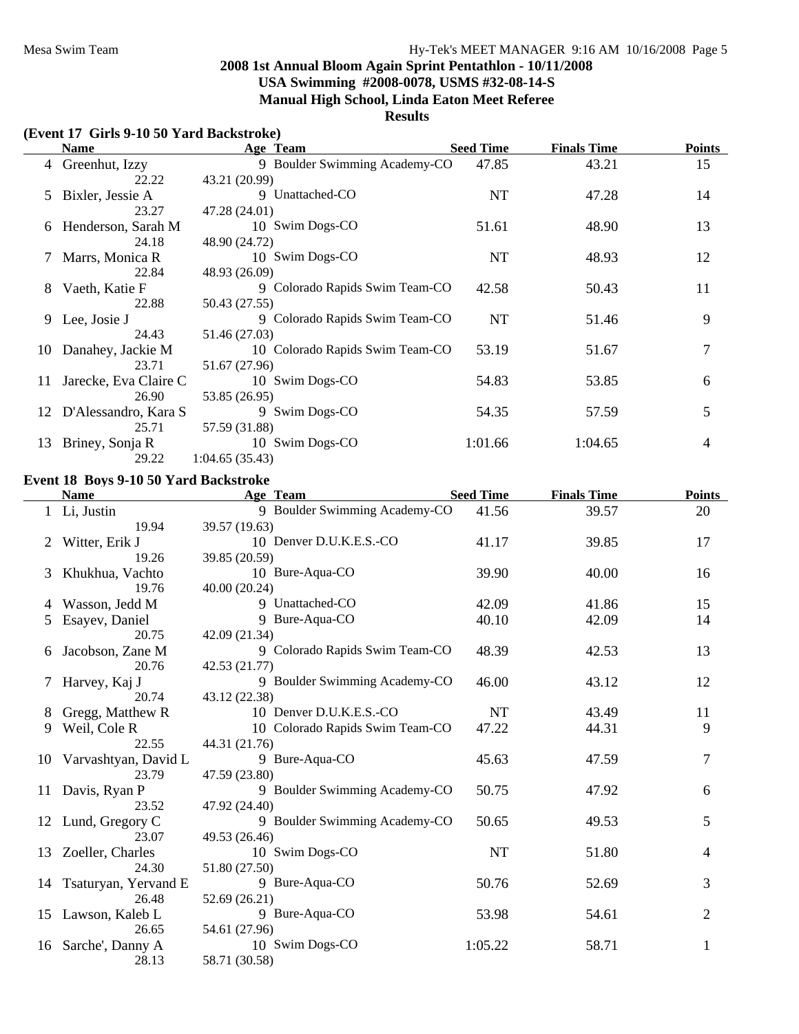## 2008 1st Annual Bloom Again Sprint Pentathlon - 10/11/2008
## USA Swimming #2008-0078, USMS #32-08-14-S
## Manual High School, Linda Eaton Meet Referee
## Results

### (Event 17 Girls 9-10 50 Yard Backstroke)

| | Name | Age | Team | Seed Time | Finals Time | Points |
|---|---|---|---|---|---|---|
| 4 | Greenhut, Izzy | 9 | Boulder Swimming Academy-CO | 47.85 | 43.21 | 15 |
| | 22.22 | 43.21 (20.99) | | | | |
| 5 | Bixler, Jessie A | 9 | Unattached-CO | NT | 47.28 | 14 |
| | 23.27 | 47.28 (24.01) | | | | |
| 6 | Henderson, Sarah M | 10 | Swim Dogs-CO | 51.61 | 48.90 | 13 |
| | 24.18 | 48.90 (24.72) | | | | |
| 7 | Marrs, Monica R | 10 | Swim Dogs-CO | NT | 48.93 | 12 |
| | 22.84 | 48.93 (26.09) | | | | |
| 8 | Vaeth, Katie F | 9 | Colorado Rapids Swim Team-CO | 42.58 | 50.43 | 11 |
| | 22.88 | 50.43 (27.55) | | | | |
| 9 | Lee, Josie J | 9 | Colorado Rapids Swim Team-CO | NT | 51.46 | 9 |
| | 24.43 | 51.46 (27.03) | | | | |
| 10 | Danahey, Jackie M | 10 | Colorado Rapids Swim Team-CO | 53.19 | 51.67 | 7 |
| | 23.71 | 51.67 (27.96) | | | | |
| 11 | Jarecke, Eva Claire C | 10 | Swim Dogs-CO | 54.83 | 53.85 | 6 |
| | 26.90 | 53.85 (26.95) | | | | |
| 12 | D'Alessandro, Kara S | 9 | Swim Dogs-CO | 54.35 | 57.59 | 5 |
| | 25.71 | 57.59 (31.88) | | | | |
| 13 | Briney, Sonja R | 10 | Swim Dogs-CO | 1:01.66 | 1:04.65 | 4 |
| | 29.22 | 1:04.65 (35.43) | | | | |

### Event 18 Boys 9-10 50 Yard Backstroke

| | Name | Age | Team | Seed Time | Finals Time | Points |
|---|---|---|---|---|---|---|
| 1 | Li, Justin | 9 | Boulder Swimming Academy-CO | 41.56 | 39.57 | 20 |
| | 19.94 | 39.57 (19.63) | | | | |
| 2 | Witter, Erik J | 10 | Denver D.U.K.E.S.-CO | 41.17 | 39.85 | 17 |
| | 19.26 | 39.85 (20.59) | | | | |
| 3 | Khukhua, Vachto | 10 | Bure-Aqua-CO | 39.90 | 40.00 | 16 |
| | 19.76 | 40.00 (20.24) | | | | |
| 4 | Wasson, Jedd M | 9 | Unattached-CO | 42.09 | 41.86 | 15 |
| 5 | Esayev, Daniel | 9 | Bure-Aqua-CO | 40.10 | 42.09 | 14 |
| | 20.75 | 42.09 (21.34) | | | | |
| 6 | Jacobson, Zane M | 9 | Colorado Rapids Swim Team-CO | 48.39 | 42.53 | 13 |
| | 20.76 | 42.53 (21.77) | | | | |
| 7 | Harvey, Kaj J | 9 | Boulder Swimming Academy-CO | 46.00 | 43.12 | 12 |
| | 20.74 | 43.12 (22.38) | | | | |
| 8 | Gregg, Matthew R | 10 | Denver D.U.K.E.S.-CO | NT | 43.49 | 11 |
| 9 | Weil, Cole R | 10 | Colorado Rapids Swim Team-CO | 47.22 | 44.31 | 9 |
| | 22.55 | 44.31 (21.76) | | | | |
| 10 | Varvashtyan, David L | 9 | Bure-Aqua-CO | 45.63 | 47.59 | 7 |
| | 23.79 | 47.59 (23.80) | | | | |
| 11 | Davis, Ryan P | 9 | Boulder Swimming Academy-CO | 50.75 | 47.92 | 6 |
| | 23.52 | 47.92 (24.40) | | | | |
| 12 | Lund, Gregory C | 9 | Boulder Swimming Academy-CO | 50.65 | 49.53 | 5 |
| | 23.07 | 49.53 (26.46) | | | | |
| 13 | Zoeller, Charles | 10 | Swim Dogs-CO | NT | 51.80 | 4 |
| | 24.30 | 51.80 (27.50) | | | | |
| 14 | Tsaturyan, Yervand E | 9 | Bure-Aqua-CO | 50.76 | 52.69 | 3 |
| | 26.48 | 52.69 (26.21) | | | | |
| 15 | Lawson, Kaleb L | 9 | Bure-Aqua-CO | 53.98 | 54.61 | 2 |
| | 26.65 | 54.61 (27.96) | | | | |
| 16 | Sarche', Danny A | 10 | Swim Dogs-CO | 1:05.22 | 58.71 | 1 |
| | 28.13 | 58.71 (30.58) | | | | |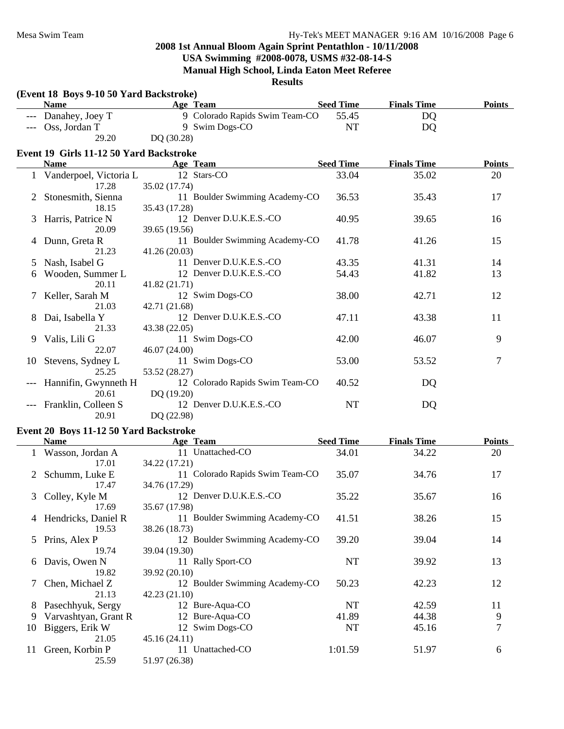## 2008 1st Annual Bloom Again Sprint Pentathlon - 10/11/2008

**USA Swimming #2008-0078, USMS #32-08-14-S**

**Manual High School, Linda Eaton Meet Referee**

**Results**

### (Event 18 Boys 9-10 50 Yard Backstroke)

| | Name | Age | Team | Seed Time | Finals Time | Points |
|---|---|---|---|---|---|---|
| --- | Danahey, Joey T | 9 | Colorado Rapids Swim Team-CO | 55.45 | DQ | |
| --- | Oss, Jordan T | 9 | Swim Dogs-CO | NT | DQ | |
| | 29.20 | DQ (30.28) | | | | |

### Event 19 Girls 11-12 50 Yard Backstroke

| | Name | Age | Team | Seed Time | Finals Time | Points |
|---|---|---|---|---|---|---|
| 1 | Vanderpoel, Victoria L | 12 | Stars-CO | 33.04 | 35.02 | 20 |
| | 17.28 | 35.02 (17.74) | | | | |
| 2 | Stonesmith, Sienna | 11 | Boulder Swimming Academy-CO | 36.53 | 35.43 | 17 |
| | 18.15 | 35.43 (17.28) | | | | |
| 3 | Harris, Patrice N | 12 | Denver D.U.K.E.S.-CO | 40.95 | 39.65 | 16 |
| | 20.09 | 39.65 (19.56) | | | | |
| 4 | Dunn, Greta R | 11 | Boulder Swimming Academy-CO | 41.78 | 41.26 | 15 |
| | 21.23 | 41.26 (20.03) | | | | |
| 5 | Nash, Isabel G | 11 | Denver D.U.K.E.S.-CO | 43.35 | 41.31 | 14 |
| 6 | Wooden, Summer L | 12 | Denver D.U.K.E.S.-CO | 54.43 | 41.82 | 13 |
| | 20.11 | 41.82 (21.71) | | | | |
| 7 | Keller, Sarah M | 12 | Swim Dogs-CO | 38.00 | 42.71 | 12 |
| | 21.03 | 42.71 (21.68) | | | | |
| 8 | Dai, Isabella Y | 12 | Denver D.U.K.E.S.-CO | 47.11 | 43.38 | 11 |
| | 21.33 | 43.38 (22.05) | | | | |
| 9 | Valis, Lili G | 11 | Swim Dogs-CO | 42.00 | 46.07 | 9 |
| | 22.07 | 46.07 (24.00) | | | | |
| 10 | Stevens, Sydney L | 11 | Swim Dogs-CO | 53.00 | 53.52 | 7 |
| | 25.25 | 53.52 (28.27) | | | | |
| --- | Hannifin, Gwynneth H | 12 | Colorado Rapids Swim Team-CO | 40.52 | DQ | |
| | 20.61 | DQ (19.20) | | | | |
| --- | Franklin, Colleen S | 12 | Denver D.U.K.E.S.-CO | NT | DQ | |
| | 20.91 | DQ (22.98) | | | | |

### Event 20 Boys 11-12 50 Yard Backstroke

| | Name | Age | Team | Seed Time | Finals Time | Points |
|---|---|---|---|---|---|---|
| 1 | Wasson, Jordan A | 11 | Unattached-CO | 34.01 | 34.22 | 20 |
| | 17.01 | 34.22 (17.21) | | | | |
| 2 | Schumm, Luke E | 11 | Colorado Rapids Swim Team-CO | 35.07 | 34.76 | 17 |
| | 17.47 | 34.76 (17.29) | | | | |
| 3 | Colley, Kyle M | 12 | Denver D.U.K.E.S.-CO | 35.22 | 35.67 | 16 |
| | 17.69 | 35.67 (17.98) | | | | |
| 4 | Hendricks, Daniel R | 11 | Boulder Swimming Academy-CO | 41.51 | 38.26 | 15 |
| | 19.53 | 38.26 (18.73) | | | | |
| 5 | Prins, Alex P | 12 | Boulder Swimming Academy-CO | 39.20 | 39.04 | 14 |
| | 19.74 | 39.04 (19.30) | | | | |
| 6 | Davis, Owen N | 11 | Rally Sport-CO | NT | 39.92 | 13 |
| | 19.82 | 39.92 (20.10) | | | | |
| 7 | Chen, Michael Z | 12 | Boulder Swimming Academy-CO | 50.23 | 42.23 | 12 |
| | 21.13 | 42.23 (21.10) | | | | |
| 8 | Pasechhyuk, Sergy | 12 | Bure-Aqua-CO | NT | 42.59 | 11 |
| 9 | Varvashtyan, Grant R | 12 | Bure-Aqua-CO | 41.89 | 44.38 | 9 |
| 10 | Biggers, Erik W | 12 | Swim Dogs-CO | NT | 45.16 | 7 |
| | 21.05 | 45.16 (24.11) | | | | |
| 11 | Green, Korbin P | 11 | Unattached-CO | 1:01.59 | 51.97 | 6 |
| | 25.59 | 51.97 (26.38) | | | | |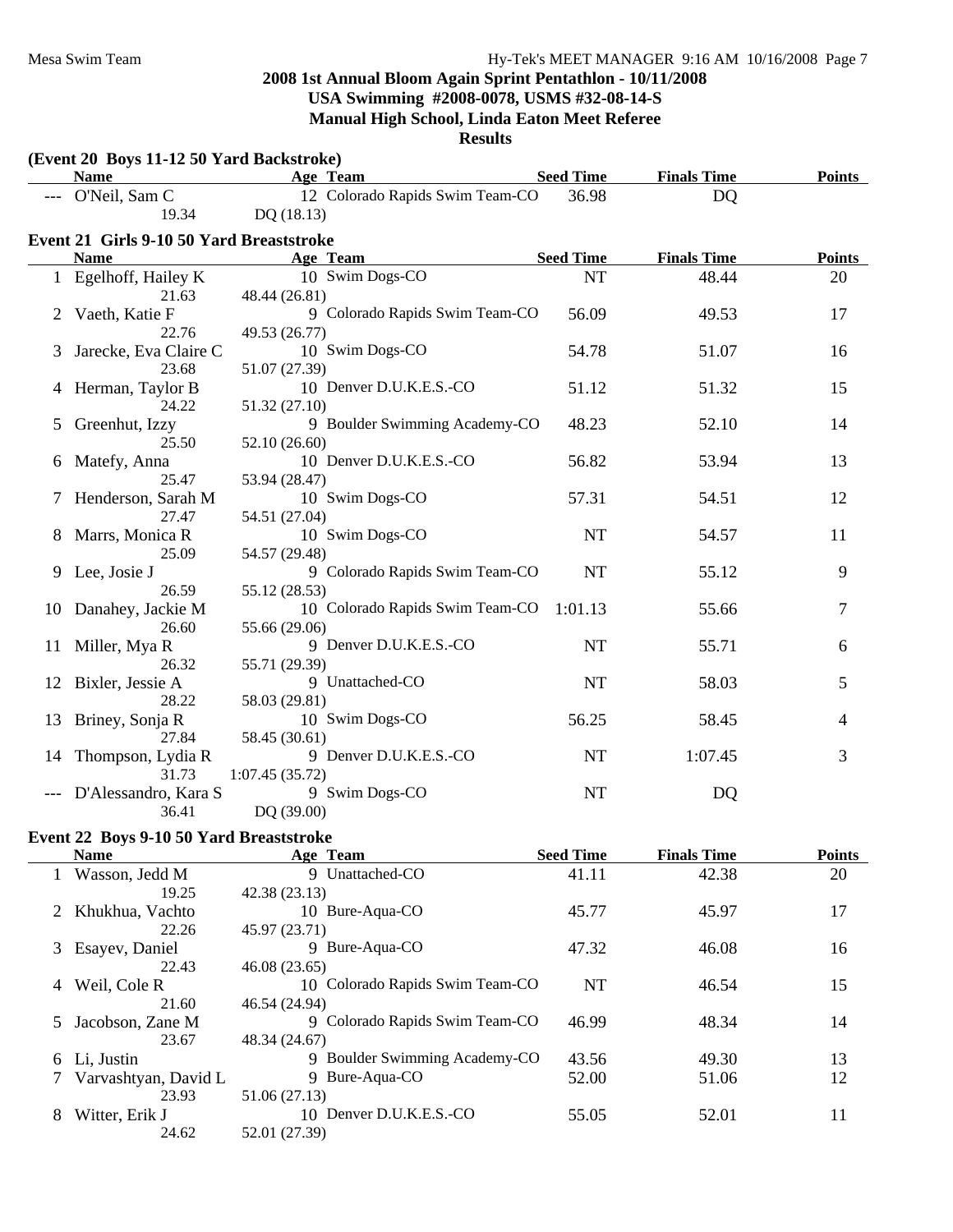**2008 1st Annual Bloom Again Sprint Pentathlon - 10/11/2008**
**USA Swimming #2008-0078, USMS #32-08-14-S**
**Manual High School, Linda Eaton Meet Referee**
**Results**

### (Event 20 Boys 11-12 50 Yard Backstroke)

| | Name | Age | Team | Seed Time | Finals Time | Points |
|---|---|---|---|---|---|---|
| --- | O'Neil, Sam C | 12 | Colorado Rapids Swim Team-CO | 36.98 | DQ | |
| | 19.34 | DQ (18.13) | | | | |

### Event 21 Girls 9-10 50 Yard Breaststroke

| | Name | Age | Team | Seed Time | Finals Time | Points |
|---|---|---|---|---|---|---|
| 1 | Egelhoff, Hailey K | 10 | Swim Dogs-CO | NT | 48.44 | 20 |
| | 21.63 | 48.44 (26.81) | | | | |
| 2 | Vaeth, Katie F | 9 | Colorado Rapids Swim Team-CO | 56.09 | 49.53 | 17 |
| | 22.76 | 49.53 (26.77) | | | | |
| 3 | Jarecke, Eva Claire C | 10 | Swim Dogs-CO | 54.78 | 51.07 | 16 |
| | 23.68 | 51.07 (27.39) | | | | |
| 4 | Herman, Taylor B | 10 | Denver D.U.K.E.S.-CO | 51.12 | 51.32 | 15 |
| | 24.22 | 51.32 (27.10) | | | | |
| 5 | Greenhut, Izzy | 9 | Boulder Swimming Academy-CO | 48.23 | 52.10 | 14 |
| | 25.50 | 52.10 (26.60) | | | | |
| 6 | Matefy, Anna | 10 | Denver D.U.K.E.S.-CO | 56.82 | 53.94 | 13 |
| | 25.47 | 53.94 (28.47) | | | | |
| 7 | Henderson, Sarah M | 10 | Swim Dogs-CO | 57.31 | 54.51 | 12 |
| | 27.47 | 54.51 (27.04) | | | | |
| 8 | Marrs, Monica R | 10 | Swim Dogs-CO | NT | 54.57 | 11 |
| | 25.09 | 54.57 (29.48) | | | | |
| 9 | Lee, Josie J | 9 | Colorado Rapids Swim Team-CO | NT | 55.12 | 9 |
| | 26.59 | 55.12 (28.53) | | | | |
| 10 | Danahey, Jackie M | 10 | Colorado Rapids Swim Team-CO | 1:01.13 | 55.66 | 7 |
| | 26.60 | 55.66 (29.06) | | | | |
| 11 | Miller, Mya R | 9 | Denver D.U.K.E.S.-CO | NT | 55.71 | 6 |
| | 26.32 | 55.71 (29.39) | | | | |
| 12 | Bixler, Jessie A | 9 | Unattached-CO | NT | 58.03 | 5 |
| | 28.22 | 58.03 (29.81) | | | | |
| 13 | Briney, Sonja R | 10 | Swim Dogs-CO | 56.25 | 58.45 | 4 |
| | 27.84 | 58.45 (30.61) | | | | |
| 14 | Thompson, Lydia R | 9 | Denver D.U.K.E.S.-CO | NT | 1:07.45 | 3 |
| | 31.73 | 1:07.45 (35.72) | | | | |
| --- | D'Alessandro, Kara S | 9 | Swim Dogs-CO | NT | DQ | |
| | 36.41 | DQ (39.00) | | | | |

### Event 22 Boys 9-10 50 Yard Breaststroke

| | Name | Age | Team | Seed Time | Finals Time | Points |
|---|---|---|---|---|---|---|
| 1 | Wasson, Jedd M | 9 | Unattached-CO | 41.11 | 42.38 | 20 |
| | 19.25 | 42.38 (23.13) | | | | |
| 2 | Khukhua, Vachto | 10 | Bure-Aqua-CO | 45.77 | 45.97 | 17 |
| | 22.26 | 45.97 (23.71) | | | | |
| 3 | Esayev, Daniel | 9 | Bure-Aqua-CO | 47.32 | 46.08 | 16 |
| | 22.43 | 46.08 (23.65) | | | | |
| 4 | Weil, Cole R | 10 | Colorado Rapids Swim Team-CO | NT | 46.54 | 15 |
| | 21.60 | 46.54 (24.94) | | | | |
| 5 | Jacobson, Zane M | 9 | Colorado Rapids Swim Team-CO | 46.99 | 48.34 | 14 |
| | 23.67 | 48.34 (24.67) | | | | |
| 6 | Li, Justin | 9 | Boulder Swimming Academy-CO | 43.56 | 49.30 | 13 |
| 7 | Varvashtyan, David L | 9 | Bure-Aqua-CO | 52.00 | 51.06 | 12 |
| | 23.93 | 51.06 (27.13) | | | | |
| 8 | Witter, Erik J | 10 | Denver D.U.K.E.S.-CO | 55.05 | 52.01 | 11 |
| | 24.62 | 52.01 (27.39) | | | | |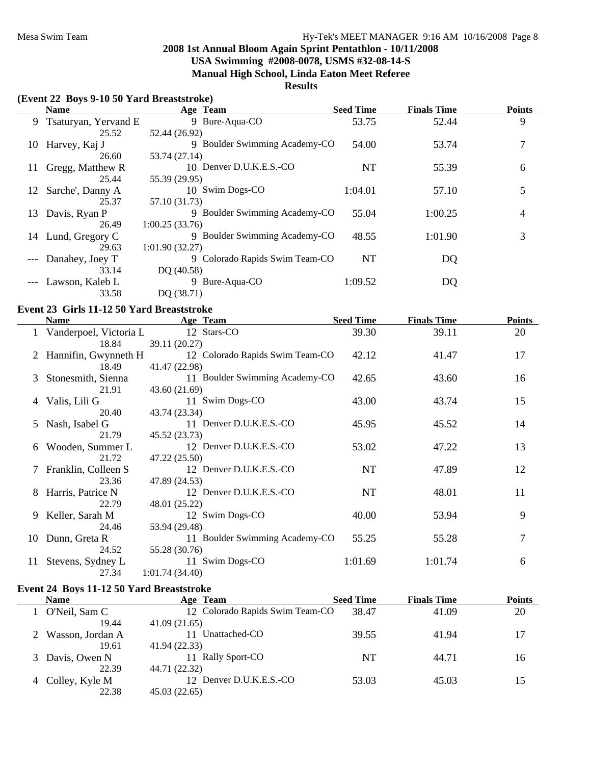## 2008 1st Annual Bloom Again Sprint Pentathlon - 10/11/2008
## USA Swimming #2008-0078, USMS #32-08-14-S
## Manual High School, Linda Eaton Meet Referee
## Results

### (Event 22 Boys 9-10 50 Yard Breaststroke)

| | Name | Age | Team | Seed Time | Finals Time | Points |
|---|---|---|---|---|---|---|
| 9 | Tsaturyan, Yervand E | 9 | Bure-Aqua-CO | 53.75 | 52.44 | 9 |
| | 25.52 | 52.44 (26.92) | | | | |
| 10 | Harvey, Kaj J | 9 | Boulder Swimming Academy-CO | 54.00 | 53.74 | 7 |
| | 26.60 | 53.74 (27.14) | | | | |
| 11 | Gregg, Matthew R | 10 | Denver D.U.K.E.S.-CO | NT | 55.39 | 6 |
| | 25.44 | 55.39 (29.95) | | | | |
| 12 | Sarche', Danny A | 10 | Swim Dogs-CO | 1:04.01 | 57.10 | 5 |
| | 25.37 | 57.10 (31.73) | | | | |
| 13 | Davis, Ryan P | 9 | Boulder Swimming Academy-CO | 55.04 | 1:00.25 | 4 |
| | 26.49 | 1:00.25 (33.76) | | | | |
| 14 | Lund, Gregory C | 9 | Boulder Swimming Academy-CO | 48.55 | 1:01.90 | 3 |
| | 29.63 | 1:01.90 (32.27) | | | | |
| --- | Danahey, Joey T | 9 | Colorado Rapids Swim Team-CO | NT | DQ | |
| | 33.14 | DQ (40.58) | | | | |
| --- | Lawson, Kaleb L | 9 | Bure-Aqua-CO | 1:09.52 | DQ | |
| | 33.58 | DQ (38.71) | | | | |

### Event 23 Girls 11-12 50 Yard Breaststroke

| | Name | Age | Team | Seed Time | Finals Time | Points |
|---|---|---|---|---|---|---|
| 1 | Vanderpoel, Victoria L | 12 | Stars-CO | 39.30 | 39.11 | 20 |
| | 18.84 | 39.11 (20.27) | | | | |
| 2 | Hannifin, Gwynneth H | 12 | Colorado Rapids Swim Team-CO | 42.12 | 41.47 | 17 |
| | 18.49 | 41.47 (22.98) | | | | |
| 3 | Stonesmith, Sienna | 11 | Boulder Swimming Academy-CO | 42.65 | 43.60 | 16 |
| | 21.91 | 43.60 (21.69) | | | | |
| 4 | Valis, Lili G | 11 | Swim Dogs-CO | 43.00 | 43.74 | 15 |
| | 20.40 | 43.74 (23.34) | | | | |
| 5 | Nash, Isabel G | 11 | Denver D.U.K.E.S.-CO | 45.95 | 45.52 | 14 |
| | 21.79 | 45.52 (23.73) | | | | |
| 6 | Wooden, Summer L | 12 | Denver D.U.K.E.S.-CO | 53.02 | 47.22 | 13 |
| | 21.72 | 47.22 (25.50) | | | | |
| 7 | Franklin, Colleen S | 12 | Denver D.U.K.E.S.-CO | NT | 47.89 | 12 |
| | 23.36 | 47.89 (24.53) | | | | |
| 8 | Harris, Patrice N | 12 | Denver D.U.K.E.S.-CO | NT | 48.01 | 11 |
| | 22.79 | 48.01 (25.22) | | | | |
| 9 | Keller, Sarah M | 12 | Swim Dogs-CO | 40.00 | 53.94 | 9 |
| | 24.46 | 53.94 (29.48) | | | | |
| 10 | Dunn, Greta R | 11 | Boulder Swimming Academy-CO | 55.25 | 55.28 | 7 |
| | 24.52 | 55.28 (30.76) | | | | |
| 11 | Stevens, Sydney L | 11 | Swim Dogs-CO | 1:01.69 | 1:01.74 | 6 |
| | 27.34 | 1:01.74 (34.40) | | | | |

### Event 24 Boys 11-12 50 Yard Breaststroke

| | Name | Age | Team | Seed Time | Finals Time | Points |
|---|---|---|---|---|---|---|
| 1 | O'Neil, Sam C | 12 | Colorado Rapids Swim Team-CO | 38.47 | 41.09 | 20 |
| | 19.44 | 41.09 (21.65) | | | | |
| 2 | Wasson, Jordan A | 11 | Unattached-CO | 39.55 | 41.94 | 17 |
| | 19.61 | 41.94 (22.33) | | | | |
| 3 | Davis, Owen N | 11 | Rally Sport-CO | NT | 44.71 | 16 |
| | 22.39 | 44.71 (22.32) | | | | |
| 4 | Colley, Kyle M | 12 | Denver D.U.K.E.S.-CO | 53.03 | 45.03 | 15 |
| | 22.38 | 45.03 (22.65) | | | | |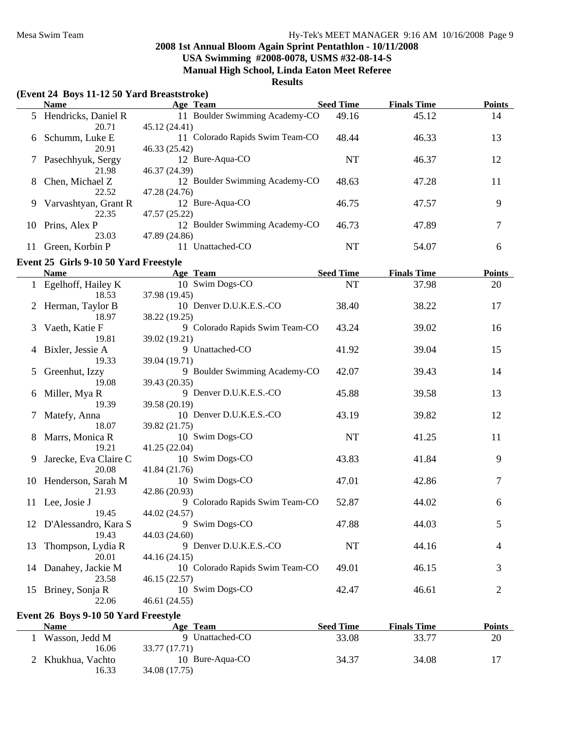## 2008 1st Annual Bloom Again Sprint Pentathlon - 10/11/2008

### USA Swimming #2008-0078, USMS #32-08-14-S

### Manual High School, Linda Eaton Meet Referee

### Results

**(Event 24 Boys 11-12 50 Yard Breaststroke)**

| | Name | Age | Team | Seed Time | Finals Time | Points |
|---|---|---|---|---|---|---|
| 5 | Hendricks, Daniel R | 11 | Boulder Swimming Academy-CO | 49.16 | 45.12 | 14 |
| | 20.71 | 45.12 (24.41) | | | | |
| 6 | Schumm, Luke E | 11 | Colorado Rapids Swim Team-CO | 48.44 | 46.33 | 13 |
| | 20.91 | 46.33 (25.42) | | | | |
| 7 | Pasechhyuk, Sergy | 12 | Bure-Aqua-CO | NT | 46.37 | 12 |
| | 21.98 | 46.37 (24.39) | | | | |
| 8 | Chen, Michael Z | 12 | Boulder Swimming Academy-CO | 48.63 | 47.28 | 11 |
| | 22.52 | 47.28 (24.76) | | | | |
| 9 | Varvashtyan, Grant R | 12 | Bure-Aqua-CO | 46.75 | 47.57 | 9 |
| | 22.35 | 47.57 (25.22) | | | | |
| 10 | Prins, Alex P | 12 | Boulder Swimming Academy-CO | 46.73 | 47.89 | 7 |
| | 23.03 | 47.89 (24.86) | | | | |
| 11 | Green, Korbin P | 11 | Unattached-CO | NT | 54.07 | 6 |

**Event 25 Girls 9-10 50 Yard Freestyle**

| | Name | Age | Team | Seed Time | Finals Time | Points |
|---|---|---|---|---|---|---|
| 1 | Egelhoff, Hailey K | 10 | Swim Dogs-CO | NT | 37.98 | 20 |
| | 18.53 | 37.98 (19.45) | | | | |
| 2 | Herman, Taylor B | 10 | Denver D.U.K.E.S.-CO | 38.40 | 38.22 | 17 |
| | 18.97 | 38.22 (19.25) | | | | |
| 3 | Vaeth, Katie F | 9 | Colorado Rapids Swim Team-CO | 43.24 | 39.02 | 16 |
| | 19.81 | 39.02 (19.21) | | | | |
| 4 | Bixler, Jessie A | 9 | Unattached-CO | 41.92 | 39.04 | 15 |
| | 19.33 | 39.04 (19.71) | | | | |
| 5 | Greenhut, Izzy | 9 | Boulder Swimming Academy-CO | 42.07 | 39.43 | 14 |
| | 19.08 | 39.43 (20.35) | | | | |
| 6 | Miller, Mya R | 9 | Denver D.U.K.E.S.-CO | 45.88 | 39.58 | 13 |
| | 19.39 | 39.58 (20.19) | | | | |
| 7 | Matefy, Anna | 10 | Denver D.U.K.E.S.-CO | 43.19 | 39.82 | 12 |
| | 18.07 | 39.82 (21.75) | | | | |
| 8 | Marrs, Monica R | 10 | Swim Dogs-CO | NT | 41.25 | 11 |
| | 19.21 | 41.25 (22.04) | | | | |
| 9 | Jarecke, Eva Claire C | 10 | Swim Dogs-CO | 43.83 | 41.84 | 9 |
| | 20.08 | 41.84 (21.76) | | | | |
| 10 | Henderson, Sarah M | 10 | Swim Dogs-CO | 47.01 | 42.86 | 7 |
| | 21.93 | 42.86 (20.93) | | | | |
| 11 | Lee, Josie J | 9 | Colorado Rapids Swim Team-CO | 52.87 | 44.02 | 6 |
| | 19.45 | 44.02 (24.57) | | | | |
| 12 | D'Alessandro, Kara S | 9 | Swim Dogs-CO | 47.88 | 44.03 | 5 |
| | 19.43 | 44.03 (24.60) | | | | |
| 13 | Thompson, Lydia R | 9 | Denver D.U.K.E.S.-CO | NT | 44.16 | 4 |
| | 20.01 | 44.16 (24.15) | | | | |
| 14 | Danahey, Jackie M | 10 | Colorado Rapids Swim Team-CO | 49.01 | 46.15 | 3 |
| | 23.58 | 46.15 (22.57) | | | | |
| 15 | Briney, Sonja R | 10 | Swim Dogs-CO | 42.47 | 46.61 | 2 |
| | 22.06 | 46.61 (24.55) | | | | |

**Event 26 Boys 9-10 50 Yard Freestyle**

| | Name | Age | Team | Seed Time | Finals Time | Points |
|---|---|---|---|---|---|---|
| 1 | Wasson, Jedd M | 9 | Unattached-CO | 33.08 | 33.77 | 20 |
| | 16.06 | 33.77 (17.71) | | | | |
| 2 | Khukhua, Vachto | 10 | Bure-Aqua-CO | 34.37 | 34.08 | 17 |
| | 16.33 | 34.08 (17.75) | | | | |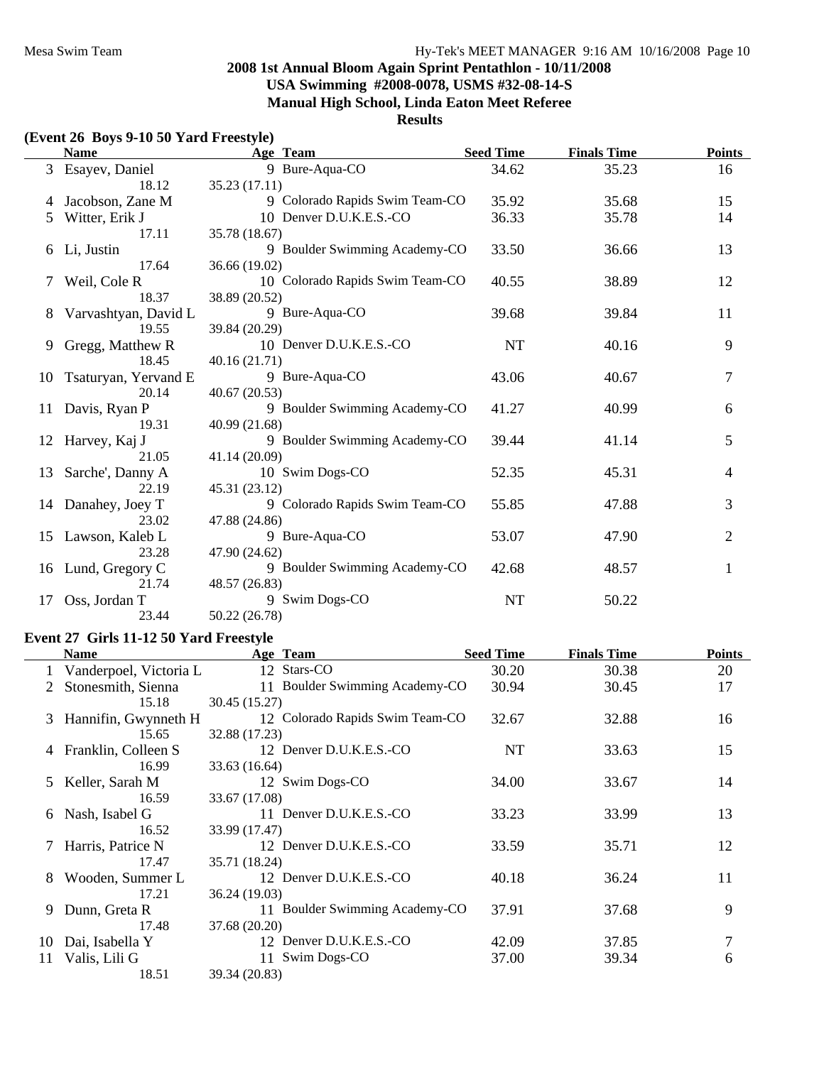## 2008 1st Annual Bloom Again Sprint Pentathlon - 10/11/2008
## USA Swimming #2008-0078, USMS #32-08-14-S
## Manual High School, Linda Eaton Meet Referee
## Results

### (Event 26 Boys 9-10 50 Yard Freestyle)

| | Name | Age | Team | Seed Time | Finals Time | Points |
|---|---|---|---|---|---|---|
| 3 | Esayev, Daniel | 9 | Bure-Aqua-CO | 34.62 | 35.23 | 16 |
| | 18.12 | 35.23 (17.11) | | | | |
| 4 | Jacobson, Zane M | 9 | Colorado Rapids Swim Team-CO | 35.92 | 35.68 | 15 |
| 5 | Witter, Erik J | 10 | Denver D.U.K.E.S.-CO | 36.33 | 35.78 | 14 |
| | 17.11 | 35.78 (18.67) | | | | |
| 6 | Li, Justin | 9 | Boulder Swimming Academy-CO | 33.50 | 36.66 | 13 |
| | 17.64 | 36.66 (19.02) | | | | |
| 7 | Weil, Cole R | 10 | Colorado Rapids Swim Team-CO | 40.55 | 38.89 | 12 |
| | 18.37 | 38.89 (20.52) | | | | |
| 8 | Varvashtyan, David L | 9 | Bure-Aqua-CO | 39.68 | 39.84 | 11 |
| | 19.55 | 39.84 (20.29) | | | | |
| 9 | Gregg, Matthew R | 10 | Denver D.U.K.E.S.-CO | NT | 40.16 | 9 |
| | 18.45 | 40.16 (21.71) | | | | |
| 10 | Tsaturyan, Yervand E | 9 | Bure-Aqua-CO | 43.06 | 40.67 | 7 |
| | 20.14 | 40.67 (20.53) | | | | |
| 11 | Davis, Ryan P | 9 | Boulder Swimming Academy-CO | 41.27 | 40.99 | 6 |
| | 19.31 | 40.99 (21.68) | | | | |
| 12 | Harvey, Kaj J | 9 | Boulder Swimming Academy-CO | 39.44 | 41.14 | 5 |
| | 21.05 | 41.14 (20.09) | | | | |
| 13 | Sarche', Danny A | 10 | Swim Dogs-CO | 52.35 | 45.31 | 4 |
| | 22.19 | 45.31 (23.12) | | | | |
| 14 | Danahey, Joey T | 9 | Colorado Rapids Swim Team-CO | 55.85 | 47.88 | 3 |
| | 23.02 | 47.88 (24.86) | | | | |
| 15 | Lawson, Kaleb L | 9 | Bure-Aqua-CO | 53.07 | 47.90 | 2 |
| | 23.28 | 47.90 (24.62) | | | | |
| 16 | Lund, Gregory C | 9 | Boulder Swimming Academy-CO | 42.68 | 48.57 | 1 |
| | 21.74 | 48.57 (26.83) | | | | |
| 17 | Oss, Jordan T | 9 | Swim Dogs-CO | NT | 50.22 | |
| | 23.44 | 50.22 (26.78) | | | | |

### Event 27 Girls 11-12 50 Yard Freestyle

| | Name | Age | Team | Seed Time | Finals Time | Points |
|---|---|---|---|---|---|---|
| 1 | Vanderpoel, Victoria L | 12 | Stars-CO | 30.20 | 30.38 | 20 |
| 2 | Stonesmith, Sienna | 11 | Boulder Swimming Academy-CO | 30.94 | 30.45 | 17 |
| | 15.18 | 30.45 (15.27) | | | | |
| 3 | Hannifin, Gwynneth H | 12 | Colorado Rapids Swim Team-CO | 32.67 | 32.88 | 16 |
| | 15.65 | 32.88 (17.23) | | | | |
| 4 | Franklin, Colleen S | 12 | Denver D.U.K.E.S.-CO | NT | 33.63 | 15 |
| | 16.99 | 33.63 (16.64) | | | | |
| 5 | Keller, Sarah M | 12 | Swim Dogs-CO | 34.00 | 33.67 | 14 |
| | 16.59 | 33.67 (17.08) | | | | |
| 6 | Nash, Isabel G | 11 | Denver D.U.K.E.S.-CO | 33.23 | 33.99 | 13 |
| | 16.52 | 33.99 (17.47) | | | | |
| 7 | Harris, Patrice N | 12 | Denver D.U.K.E.S.-CO | 33.59 | 35.71 | 12 |
| | 17.47 | 35.71 (18.24) | | | | |
| 8 | Wooden, Summer L | 12 | Denver D.U.K.E.S.-CO | 40.18 | 36.24 | 11 |
| | 17.21 | 36.24 (19.03) | | | | |
| 9 | Dunn, Greta R | 11 | Boulder Swimming Academy-CO | 37.91 | 37.68 | 9 |
| | 17.48 | 37.68 (20.20) | | | | |
| 10 | Dai, Isabella Y | 12 | Denver D.U.K.E.S.-CO | 42.09 | 37.85 | 7 |
| 11 | Valis, Lili G | 11 | Swim Dogs-CO | 37.00 | 39.34 | 6 |
| | 18.51 | 39.34 (20.83) | | | | |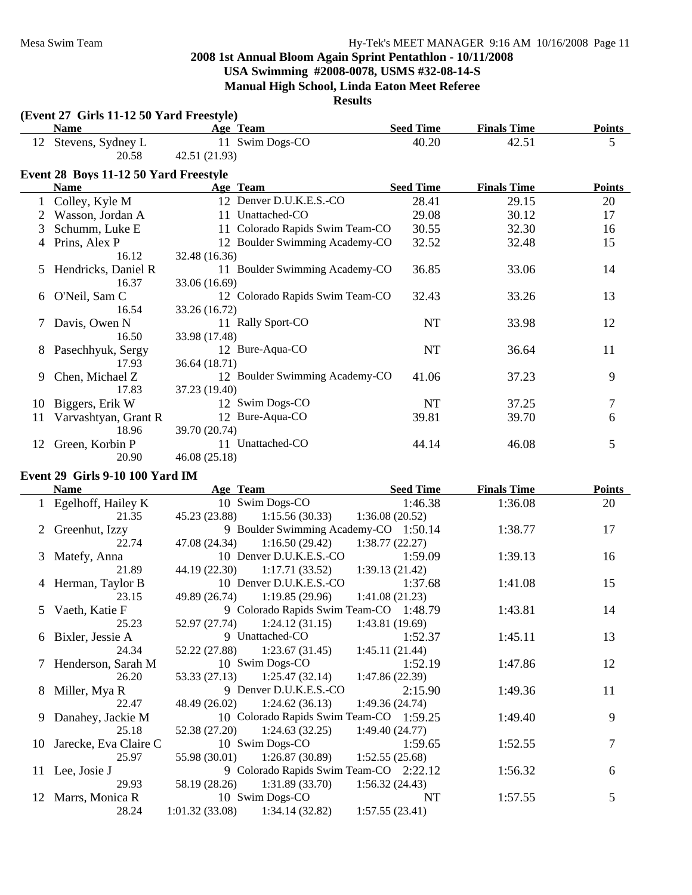## 2008 1st Annual Bloom Again Sprint Pentathlon - 10/11/2008
**USA Swimming #2008-0078, USMS #32-08-14-S**
**Manual High School, Linda Eaton Meet Referee**
**Results**

### (Event 27 Girls 11-12 50 Yard Freestyle)

| | Name | Age | Team | Seed Time | Finals Time | Points |
|---|---|---|---|---|---|---|
| 12 | Stevens, Sydney L | 11 | Swim Dogs-CO | 40.20 | 42.51 | 5 |
| | 20.58 | 42.51 (21.93) | | | | |

### Event 28 Boys 11-12 50 Yard Freestyle

| | Name | Age | Team | Seed Time | Finals Time | Points |
|---|---|---|---|---|---|---|
| 1 | Colley, Kyle M | 12 | Denver D.U.K.E.S.-CO | 28.41 | 29.15 | 20 |
| 2 | Wasson, Jordan A | 11 | Unattached-CO | 29.08 | 30.12 | 17 |
| 3 | Schumm, Luke E | 11 | Colorado Rapids Swim Team-CO | 30.55 | 32.30 | 16 |
| 4 | Prins, Alex P | 12 | Boulder Swimming Academy-CO | 32.52 | 32.48 | 15 |
| | 16.12 | 32.48 (16.36) | | | | |
| 5 | Hendricks, Daniel R | 11 | Boulder Swimming Academy-CO | 36.85 | 33.06 | 14 |
| | 16.37 | 33.06 (16.69) | | | | |
| 6 | O'Neil, Sam C | 12 | Colorado Rapids Swim Team-CO | 32.43 | 33.26 | 13 |
| | 16.54 | 33.26 (16.72) | | | | |
| 7 | Davis, Owen N | 11 | Rally Sport-CO | NT | 33.98 | 12 |
| | 16.50 | 33.98 (17.48) | | | | |
| 8 | Pasechhyuk, Sergy | 12 | Bure-Aqua-CO | NT | 36.64 | 11 |
| | 17.93 | 36.64 (18.71) | | | | |
| 9 | Chen, Michael Z | 12 | Boulder Swimming Academy-CO | 41.06 | 37.23 | 9 |
| | 17.83 | 37.23 (19.40) | | | | |
| 10 | Biggers, Erik W | 12 | Swim Dogs-CO | NT | 37.25 | 7 |
| 11 | Varvashtyan, Grant R | 12 | Bure-Aqua-CO | 39.81 | 39.70 | 6 |
| | 18.96 | 39.70 (20.74) | | | | |
| 12 | Green, Korbin P | 11 | Unattached-CO | 44.14 | 46.08 | 5 |
| | 20.90 | 46.08 (25.18) | | | | |

### Event 29 Girls 9-10 100 Yard IM

| | Name | Age | Team | Seed Time | Finals Time | Points |
|---|---|---|---|---|---|---|
| 1 | Egelhoff, Hailey K | 10 | Swim Dogs-CO | 1:46.38 | 1:36.08 | 20 |
| | 21.35 | 45.23 (23.88) | 1:15.56 (30.33) | 1:36.08 (20.52) | | |
| 2 | Greenhut, Izzy | 9 | Boulder Swimming Academy-CO | 1:50.14 | 1:38.77 | 17 |
| | 22.74 | 47.08 (24.34) | 1:16.50 (29.42) | 1:38.77 (22.27) | | |
| 3 | Matefy, Anna | 10 | Denver D.U.K.E.S.-CO | 1:59.09 | 1:39.13 | 16 |
| | 21.89 | 44.19 (22.30) | 1:17.71 (33.52) | 1:39.13 (21.42) | | |
| 4 | Herman, Taylor B | 10 | Denver D.U.K.E.S.-CO | 1:37.68 | 1:41.08 | 15 |
| | 23.15 | 49.89 (26.74) | 1:19.85 (29.96) | 1:41.08 (21.23) | | |
| 5 | Vaeth, Katie F | 9 | Colorado Rapids Swim Team-CO | 1:48.79 | 1:43.81 | 14 |
| | 25.23 | 52.97 (27.74) | 1:24.12 (31.15) | 1:43.81 (19.69) | | |
| 6 | Bixler, Jessie A | 9 | Unattached-CO | 1:52.37 | 1:45.11 | 13 |
| | 24.34 | 52.22 (27.88) | 1:23.67 (31.45) | 1:45.11 (21.44) | | |
| 7 | Henderson, Sarah M | 10 | Swim Dogs-CO | 1:52.19 | 1:47.86 | 12 |
| | 26.20 | 53.33 (27.13) | 1:25.47 (32.14) | 1:47.86 (22.39) | | |
| 8 | Miller, Mya R | 9 | Denver D.U.K.E.S.-CO | 2:15.90 | 1:49.36 | 11 |
| | 22.47 | 48.49 (26.02) | 1:24.62 (36.13) | 1:49.36 (24.74) | | |
| 9 | Danahey, Jackie M | 10 | Colorado Rapids Swim Team-CO | 1:59.25 | 1:49.40 | 9 |
| | 25.18 | 52.38 (27.20) | 1:24.63 (32.25) | 1:49.40 (24.77) | | |
| 10 | Jarecke, Eva Claire C | 10 | Swim Dogs-CO | 1:59.65 | 1:52.55 | 7 |
| | 25.97 | 55.98 (30.01) | 1:26.87 (30.89) | 1:52.55 (25.68) | | |
| 11 | Lee, Josie J | 9 | Colorado Rapids Swim Team-CO | 2:22.12 | 1:56.32 | 6 |
| | 29.93 | 58.19 (28.26) | 1:31.89 (33.70) | 1:56.32 (24.43) | | |
| 12 | Marrs, Monica R | 10 | Swim Dogs-CO | NT | 1:57.55 | 5 |
| | 28.24 | 1:01.32 (33.08) | 1:34.14 (32.82) | 1:57.55 (23.41) | | |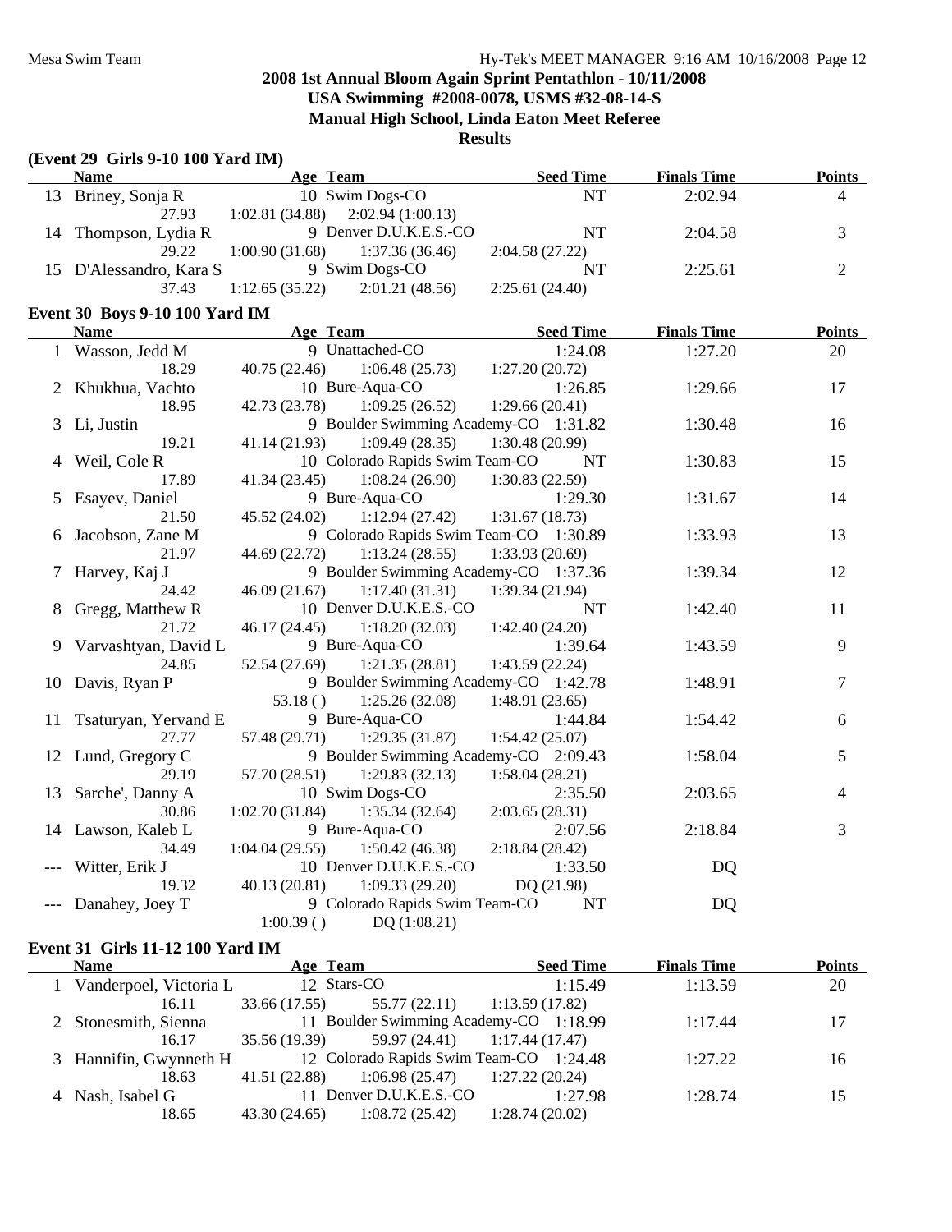## 2008 1st Annual Bloom Again Sprint Pentathlon - 10/11/2008
## USA Swimming #2008-0078, USMS #32-08-14-S
## Manual High School, Linda Eaton Meet Referee
## Results

### (Event 29 Girls 9-10 100 Yard IM)

| | Name | Age | Team | Seed Time | Finals Time | Points |
|---|---|---|---|---|---|---|
| 13 | Briney, Sonja R | 10 | Swim Dogs-CO | NT | 2:02.94 | 4 |
| | 27.93 | 1:02.81 (34.88) | 2:02.94 (1:00.13) | | | |
| 14 | Thompson, Lydia R | 9 | Denver D.U.K.E.S.-CO | NT | 2:04.58 | 3 |
| | 29.22 | 1:00.90 (31.68) | 1:37.36 (36.46) | 2:04.58 (27.22) | | |
| 15 | D'Alessandro, Kara S | 9 | Swim Dogs-CO | NT | 2:25.61 | 2 |
| | 37.43 | 1:12.65 (35.22) | 2:01.21 (48.56) | 2:25.61 (24.40) | | |

### Event 30 Boys 9-10 100 Yard IM

| | Name | Age | Team | Seed Time | Finals Time | Points |
|---|---|---|---|---|---|---|
| 1 | Wasson, Jedd M | 9 | Unattached-CO | 1:24.08 | 1:27.20 | 20 |
| | 18.29 | 40.75 (22.46) | 1:06.48 (25.73) | 1:27.20 (20.72) | | |
| 2 | Khukhua, Vachto | 10 | Bure-Aqua-CO | 1:26.85 | 1:29.66 | 17 |
| | 18.95 | 42.73 (23.78) | 1:09.25 (26.52) | 1:29.66 (20.41) | | |
| 3 | Li, Justin | 9 | Boulder Swimming Academy-CO | 1:31.82 | 1:30.48 | 16 |
| | 19.21 | 41.14 (21.93) | 1:09.49 (28.35) | 1:30.48 (20.99) | | |
| 4 | Weil, Cole R | 10 | Colorado Rapids Swim Team-CO | NT | 1:30.83 | 15 |
| | 17.89 | 41.34 (23.45) | 1:08.24 (26.90) | 1:30.83 (22.59) | | |
| 5 | Esayev, Daniel | 9 | Bure-Aqua-CO | 1:29.30 | 1:31.67 | 14 |
| | 21.50 | 45.52 (24.02) | 1:12.94 (27.42) | 1:31.67 (18.73) | | |
| 6 | Jacobson, Zane M | 9 | Colorado Rapids Swim Team-CO | 1:30.89 | 1:33.93 | 13 |
| | 21.97 | 44.69 (22.72) | 1:13.24 (28.55) | 1:33.93 (20.69) | | |
| 7 | Harvey, Kaj J | 9 | Boulder Swimming Academy-CO | 1:37.36 | 1:39.34 | 12 |
| | 24.42 | 46.09 (21.67) | 1:17.40 (31.31) | 1:39.34 (21.94) | | |
| 8 | Gregg, Matthew R | 10 | Denver D.U.K.E.S.-CO | NT | 1:42.40 | 11 |
| | 21.72 | 46.17 (24.45) | 1:18.20 (32.03) | 1:42.40 (24.20) | | |
| 9 | Varvashtyan, David L | 9 | Bure-Aqua-CO | 1:39.64 | 1:43.59 | 9 |
| | 24.85 | 52.54 (27.69) | 1:21.35 (28.81) | 1:43.59 (22.24) | | |
| 10 | Davis, Ryan P | 9 | Boulder Swimming Academy-CO | 1:42.78 | 1:48.91 | 7 |
| | | 53.18 ( ) | 1:25.26 (32.08) | 1:48.91 (23.65) | | |
| 11 | Tsaturyan, Yervand E | 9 | Bure-Aqua-CO | 1:44.84 | 1:54.42 | 6 |
| | 27.77 | 57.48 (29.71) | 1:29.35 (31.87) | 1:54.42 (25.07) | | |
| 12 | Lund, Gregory C | 9 | Boulder Swimming Academy-CO | 2:09.43 | 1:58.04 | 5 |
| | 29.19 | 57.70 (28.51) | 1:29.83 (32.13) | 1:58.04 (28.21) | | |
| 13 | Sarche', Danny A | 10 | Swim Dogs-CO | 2:35.50 | 2:03.65 | 4 |
| | 30.86 | 1:02.70 (31.84) | 1:35.34 (32.64) | 2:03.65 (28.31) | | |
| 14 | Lawson, Kaleb L | 9 | Bure-Aqua-CO | 2:07.56 | 2:18.84 | 3 |
| | 34.49 | 1:04.04 (29.55) | 1:50.42 (46.38) | 2:18.84 (28.42) | | |
| --- | Witter, Erik J | 10 | Denver D.U.K.E.S.-CO | 1:33.50 | DQ | |
| | 19.32 | 40.13 (20.81) | 1:09.33 (29.20) | DQ (21.98) | | |
| --- | Danahey, Joey T | 9 | Colorado Rapids Swim Team-CO | NT | DQ | |
| | | 1:00.39 ( ) | DQ (1:08.21) | | | |

### Event 31 Girls 11-12 100 Yard IM

| | Name | Age | Team | Seed Time | Finals Time | Points |
|---|---|---|---|---|---|---|
| 1 | Vanderpoel, Victoria L | 12 | Stars-CO | 1:15.49 | 1:13.59 | 20 |
| | 16.11 | 33.66 (17.55) | 55.77 (22.11) | 1:13.59 (17.82) | | |
| 2 | Stonesmith, Sienna | 11 | Boulder Swimming Academy-CO | 1:18.99 | 1:17.44 | 17 |
| | 16.17 | 35.56 (19.39) | 59.97 (24.41) | 1:17.44 (17.47) | | |
| 3 | Hannifin, Gwynneth H | 12 | Colorado Rapids Swim Team-CO | 1:24.48 | 1:27.22 | 16 |
| | 18.63 | 41.51 (22.88) | 1:06.98 (25.47) | 1:27.22 (20.24) | | |
| 4 | Nash, Isabel G | 11 | Denver D.U.K.E.S.-CO | 1:27.98 | 1:28.74 | 15 |
| | 18.65 | 43.30 (24.65) | 1:08.72 (25.42) | 1:28.74 (20.02) | | |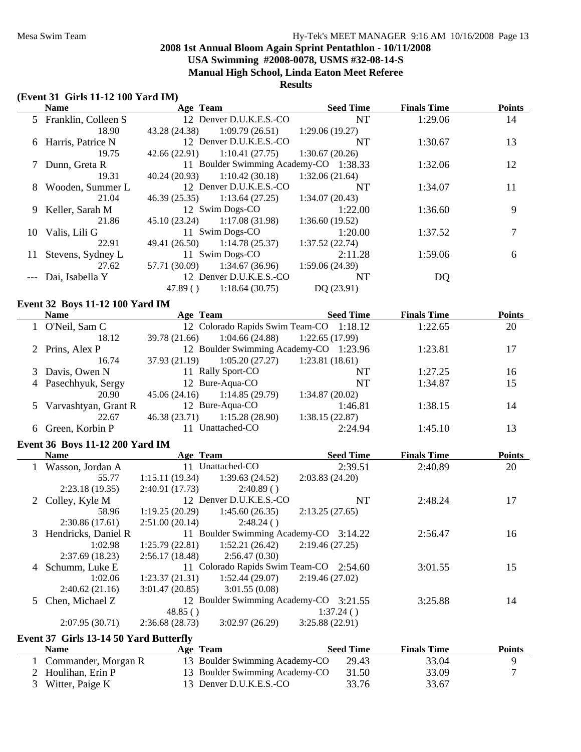## 2008 1st Annual Bloom Again Sprint Pentathlon - 10/11/2008
## USA Swimming #2008-0078, USMS #32-08-14-S
## Manual High School, Linda Eaton Meet Referee
## Results

### (Event 31 Girls 11-12 100 Yard IM)

| | Name | Age | Team | Seed Time | Finals Time | Points |
|---|---|---|---|---|---|---|
| 5 | Franklin, Colleen S | 12 | Denver D.U.K.E.S.-CO | NT | 1:29.06 | 14 |
| | 18.90 | 43.28 (24.38) | 1:09.79 (26.51) | 1:29.06 (19.27) | | |
| 6 | Harris, Patrice N | 12 | Denver D.U.K.E.S.-CO | NT | 1:30.67 | 13 |
| | 19.75 | 42.66 (22.91) | 1:10.41 (27.75) | 1:30.67 (20.26) | | |
| 7 | Dunn, Greta R | 11 | Boulder Swimming Academy-CO | 1:38.33 | 1:32.06 | 12 |
| | 19.31 | 40.24 (20.93) | 1:10.42 (30.18) | 1:32.06 (21.64) | | |
| 8 | Wooden, Summer L | 12 | Denver D.U.K.E.S.-CO | NT | 1:34.07 | 11 |
| | 21.04 | 46.39 (25.35) | 1:13.64 (27.25) | 1:34.07 (20.43) | | |
| 9 | Keller, Sarah M | 12 | Swim Dogs-CO | 1:22.00 | 1:36.60 | 9 |
| | 21.86 | 45.10 (23.24) | 1:17.08 (31.98) | 1:36.60 (19.52) | | |
| 10 | Valis, Lili G | 11 | Swim Dogs-CO | 1:20.00 | 1:37.52 | 7 |
| | 22.91 | 49.41 (26.50) | 1:14.78 (25.37) | 1:37.52 (22.74) | | |
| 11 | Stevens, Sydney L | 11 | Swim Dogs-CO | 2:11.28 | 1:59.06 | 6 |
| | 27.62 | 57.71 (30.09) | 1:34.67 (36.96) | 1:59.06 (24.39) | | |
| --- | Dai, Isabella Y | 12 | Denver D.U.K.E.S.-CO | NT | DQ | |
| | | 47.89 ( ) | 1:18.64 (30.75) | DQ (23.91) | | |

### Event 32 Boys 11-12 100 Yard IM

| | Name | Age | Team | Seed Time | Finals Time | Points |
|---|---|---|---|---|---|---|
| 1 | O'Neil, Sam C | 12 | Colorado Rapids Swim Team-CO | 1:18.12 | 1:22.65 | 20 |
| | 18.12 | 39.78 (21.66) | 1:04.66 (24.88) | 1:22.65 (17.99) | | |
| 2 | Prins, Alex P | 12 | Boulder Swimming Academy-CO | 1:23.96 | 1:23.81 | 17 |
| | 16.74 | 37.93 (21.19) | 1:05.20 (27.27) | 1:23.81 (18.61) | | |
| 3 | Davis, Owen N | 11 | Rally Sport-CO | NT | 1:27.25 | 16 |
| 4 | Pasechhyuk, Sergy | 12 | Bure-Aqua-CO | NT | 1:34.87 | 15 |
| | 20.90 | 45.06 (24.16) | 1:14.85 (29.79) | 1:34.87 (20.02) | | |
| 5 | Varvashtyan, Grant R | 12 | Bure-Aqua-CO | 1:46.81 | 1:38.15 | 14 |
| | 22.67 | 46.38 (23.71) | 1:15.28 (28.90) | 1:38.15 (22.87) | | |
| 6 | Green, Korbin P | 11 | Unattached-CO | 2:24.94 | 1:45.10 | 13 |

### Event 36 Boys 11-12 200 Yard IM

| | Name | Age | Team | Seed Time | Finals Time | Points |
|---|---|---|---|---|---|---|
| 1 | Wasson, Jordan A | 11 | Unattached-CO | 2:39.51 | 2:40.89 | 20 |
| | 55.77 | 1:15.11 (19.34) | 1:39.63 (24.52) | 2:03.83 (24.20) | | |
| | 2:23.18 (19.35) | 2:40.91 (17.73) | 2:40.89 ( ) | | | |
| 2 | Colley, Kyle M | 12 | Denver D.U.K.E.S.-CO | NT | 2:48.24 | 17 |
| | 58.96 | 1:19.25 (20.29) | 1:45.60 (26.35) | 2:13.25 (27.65) | | |
| | 2:30.86 (17.61) | 2:51.00 (20.14) | 2:48.24 ( ) | | | |
| 3 | Hendricks, Daniel R | 11 | Boulder Swimming Academy-CO | 3:14.22 | 2:56.47 | 16 |
| | 1:02.98 | 1:25.79 (22.81) | 1:52.21 (26.42) | 2:19.46 (27.25) | | |
| | 2:37.69 (18.23) | 2:56.17 (18.48) | 2:56.47 (0.30) | | | |
| 4 | Schumm, Luke E | 11 | Colorado Rapids Swim Team-CO | 2:54.60 | 3:01.55 | 15 |
| | 1:02.06 | 1:23.37 (21.31) | 1:52.44 (29.07) | 2:19.46 (27.02) | | |
| | 2:40.62 (21.16) | 3:01.47 (20.85) | 3:01.55 (0.08) | | | |
| 5 | Chen, Michael Z | 12 | Boulder Swimming Academy-CO | 3:21.55 | 3:25.88 | 14 |
| | | 48.85 ( ) | | 1:37.24 ( ) | | |
| | 2:07.95 (30.71) | 2:36.68 (28.73) | 3:02.97 (26.29) | 3:25.88 (22.91) | | |

### Event 37 Girls 13-14 50 Yard Butterfly

| | Name | Age | Team | Seed Time | Finals Time | Points |
|---|---|---|---|---|---|---|
| 1 | Commander, Morgan R | 13 | Boulder Swimming Academy-CO | 29.43 | 33.04 | 9 |
| 2 | Houlihan, Erin P | 13 | Boulder Swimming Academy-CO | 31.50 | 33.09 | 7 |
| 3 | Witter, Paige K | 13 | Denver D.U.K.E.S.-CO | 33.76 | 33.67 | |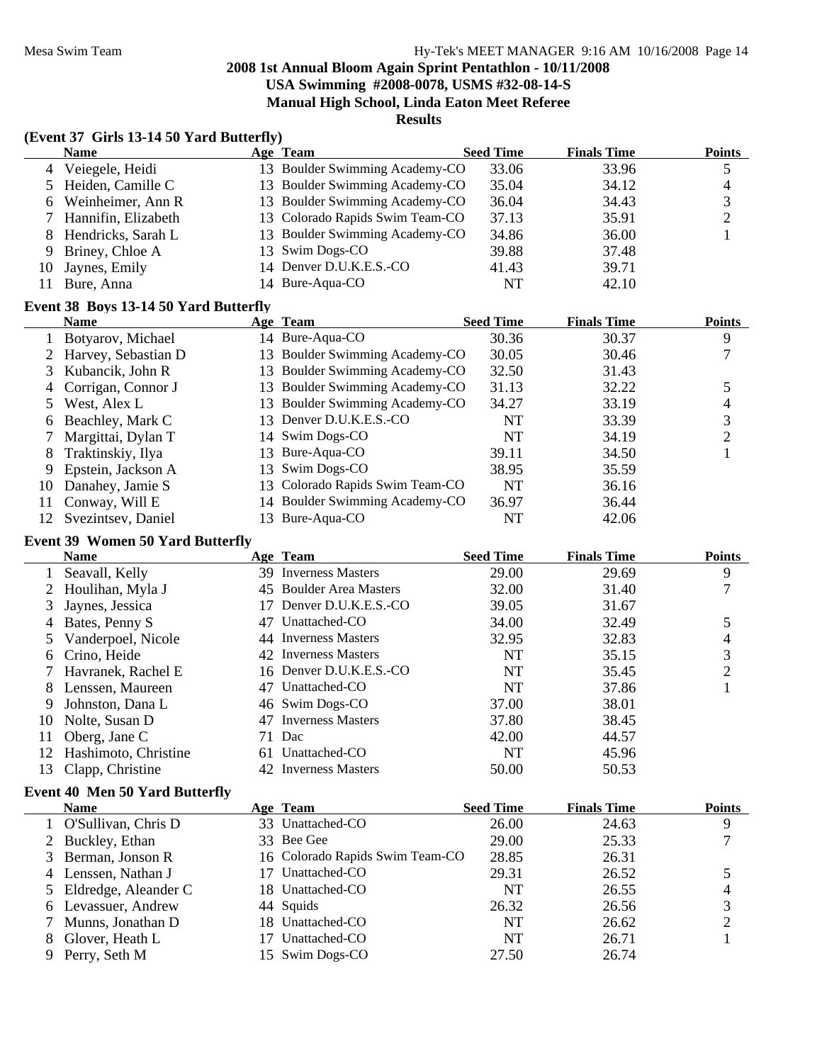## 2008 1st Annual Bloom Again Sprint Pentathlon - 10/11/2008

**USA Swimming #2008-0078, USMS #32-08-14-S**

**Manual High School, Linda Eaton Meet Referee**

**Results**

### (Event 37 Girls 13-14 50 Yard Butterfly)

| | Name | Age | Team | Seed Time | Finals Time | Points |
|---|---|---|---|---|---|---|
| 4 | Veiegele, Heidi | 13 | Boulder Swimming Academy-CO | 33.06 | 33.96 | 5 |
| 5 | Heiden, Camille C | 13 | Boulder Swimming Academy-CO | 35.04 | 34.12 | 4 |
| 6 | Weinheimer, Ann R | 13 | Boulder Swimming Academy-CO | 36.04 | 34.43 | 3 |
| 7 | Hannifin, Elizabeth | 13 | Colorado Rapids Swim Team-CO | 37.13 | 35.91 | 2 |
| 8 | Hendricks, Sarah L | 13 | Boulder Swimming Academy-CO | 34.86 | 36.00 | 1 |
| 9 | Briney, Chloe A | 13 | Swim Dogs-CO | 39.88 | 37.48 | |
| 10 | Jaynes, Emily | 14 | Denver D.U.K.E.S.-CO | 41.43 | 39.71 | |
| 11 | Bure, Anna | 14 | Bure-Aqua-CO | NT | 42.10 | |

### Event 38 Boys 13-14 50 Yard Butterfly

| | Name | Age | Team | Seed Time | Finals Time | Points |
|---|---|---|---|---|---|---|
| 1 | Botyarov, Michael | 14 | Bure-Aqua-CO | 30.36 | 30.37 | 9 |
| 2 | Harvey, Sebastian D | 13 | Boulder Swimming Academy-CO | 30.05 | 30.46 | 7 |
| 3 | Kubancik, John R | 13 | Boulder Swimming Academy-CO | 32.50 | 31.43 | |
| 4 | Corrigan, Connor J | 13 | Boulder Swimming Academy-CO | 31.13 | 32.22 | 5 |
| 5 | West, Alex L | 13 | Boulder Swimming Academy-CO | 34.27 | 33.19 | 4 |
| 6 | Beachley, Mark C | 13 | Denver D.U.K.E.S.-CO | NT | 33.39 | 3 |
| 7 | Margittai, Dylan T | 14 | Swim Dogs-CO | NT | 34.19 | 2 |
| 8 | Traktinskiy, Ilya | 13 | Bure-Aqua-CO | 39.11 | 34.50 | 1 |
| 9 | Epstein, Jackson A | 13 | Swim Dogs-CO | 38.95 | 35.59 | |
| 10 | Danahey, Jamie S | 13 | Colorado Rapids Swim Team-CO | NT | 36.16 | |
| 11 | Conway, Will E | 14 | Boulder Swimming Academy-CO | 36.97 | 36.44 | |
| 12 | Svezintsev, Daniel | 13 | Bure-Aqua-CO | NT | 42.06 | |

### Event 39 Women 50 Yard Butterfly

| | Name | Age | Team | Seed Time | Finals Time | Points |
|---|---|---|---|---|---|---|
| 1 | Seavall, Kelly | 39 | Inverness Masters | 29.00 | 29.69 | 9 |
| 2 | Houlihan, Myla J | 45 | Boulder Area Masters | 32.00 | 31.40 | 7 |
| 3 | Jaynes, Jessica | 17 | Denver D.U.K.E.S.-CO | 39.05 | 31.67 | |
| 4 | Bates, Penny S | 47 | Unattached-CO | 34.00 | 32.49 | 5 |
| 5 | Vanderpoel, Nicole | 44 | Inverness Masters | 32.95 | 32.83 | 4 |
| 6 | Crino, Heide | 42 | Inverness Masters | NT | 35.15 | 3 |
| 7 | Havranek, Rachel E | 16 | Denver D.U.K.E.S.-CO | NT | 35.45 | 2 |
| 8 | Lenssen, Maureen | 47 | Unattached-CO | NT | 37.86 | 1 |
| 9 | Johnston, Dana L | 46 | Swim Dogs-CO | 37.00 | 38.01 | |
| 10 | Nolte, Susan D | 47 | Inverness Masters | 37.80 | 38.45 | |
| 11 | Oberg, Jane C | 71 | Dac | 42.00 | 44.57 | |
| 12 | Hashimoto, Christine | 61 | Unattached-CO | NT | 45.96 | |
| 13 | Clapp, Christine | 42 | Inverness Masters | 50.00 | 50.53 | |

### Event 40 Men 50 Yard Butterfly

| | Name | Age | Team | Seed Time | Finals Time | Points |
|---|---|---|---|---|---|---|
| 1 | O'Sullivan, Chris D | 33 | Unattached-CO | 26.00 | 24.63 | 9 |
| 2 | Buckley, Ethan | 33 | Bee Gee | 29.00 | 25.33 | 7 |
| 3 | Berman, Jonson R | 16 | Colorado Rapids Swim Team-CO | 28.85 | 26.31 | |
| 4 | Lenssen, Nathan J | 17 | Unattached-CO | 29.31 | 26.52 | 5 |
| 5 | Eldredge, Aleander C | 18 | Unattached-CO | NT | 26.55 | 4 |
| 6 | Levassuer, Andrew | 44 | Squids | 26.32 | 26.56 | 3 |
| 7 | Munns, Jonathan D | 18 | Unattached-CO | NT | 26.62 | 2 |
| 8 | Glover, Heath L | 17 | Unattached-CO | NT | 26.71 | 1 |
| 9 | Perry, Seth M | 15 | Swim Dogs-CO | 27.50 | 26.74 | |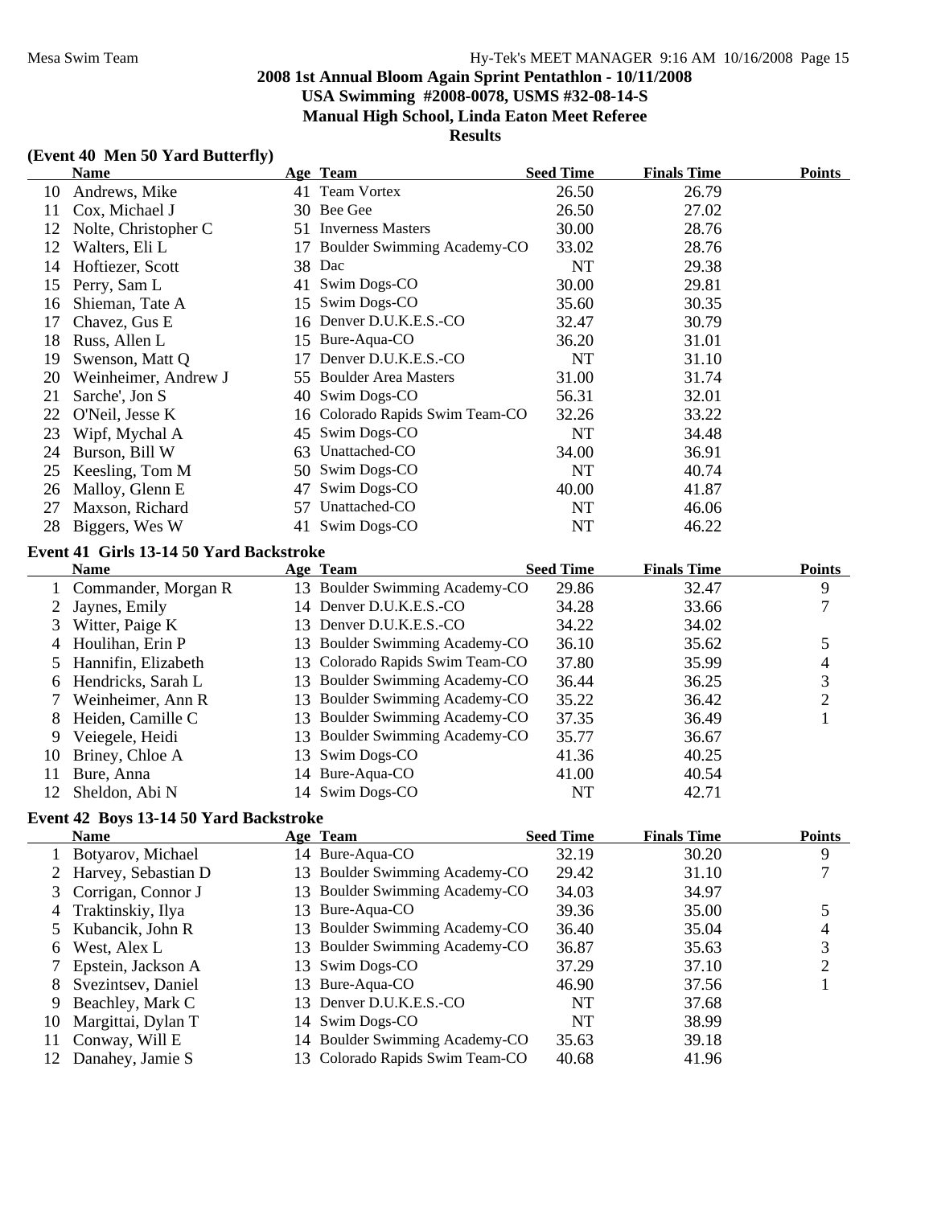## 2008 1st Annual Bloom Again Sprint Pentathlon - 10/11/2008
## USA Swimming #2008-0078, USMS #32-08-14-S
## Manual High School, Linda Eaton Meet Referee
## Results

### (Event 40 Men 50 Yard Butterfly)

| | Name | Age | Team | Seed Time | Finals Time | Points |
|---|---|---|---|---|---|---|
| 10 | Andrews, Mike | 41 | Team Vortex | 26.50 | 26.79 | |
| 11 | Cox, Michael J | 30 | Bee Gee | 26.50 | 27.02 | |
| 12 | Nolte, Christopher C | 51 | Inverness Masters | 30.00 | 28.76 | |
| 12 | Walters, Eli L | 17 | Boulder Swimming Academy-CO | 33.02 | 28.76 | |
| 14 | Hoftiezer, Scott | 38 | Dac | NT | 29.38 | |
| 15 | Perry, Sam L | 41 | Swim Dogs-CO | 30.00 | 29.81 | |
| 16 | Shieman, Tate A | 15 | Swim Dogs-CO | 35.60 | 30.35 | |
| 17 | Chavez, Gus E | 16 | Denver D.U.K.E.S.-CO | 32.47 | 30.79 | |
| 18 | Russ, Allen L | 15 | Bure-Aqua-CO | 36.20 | 31.01 | |
| 19 | Swenson, Matt Q | 17 | Denver D.U.K.E.S.-CO | NT | 31.10 | |
| 20 | Weinheimer, Andrew J | 55 | Boulder Area Masters | 31.00 | 31.74 | |
| 21 | Sarche', Jon S | 40 | Swim Dogs-CO | 56.31 | 32.01 | |
| 22 | O'Neil, Jesse K | 16 | Colorado Rapids Swim Team-CO | 32.26 | 33.22 | |
| 23 | Wipf, Mychal A | 45 | Swim Dogs-CO | NT | 34.48 | |
| 24 | Burson, Bill W | 63 | Unattached-CO | 34.00 | 36.91 | |
| 25 | Keesling, Tom M | 50 | Swim Dogs-CO | NT | 40.74 | |
| 26 | Malloy, Glenn E | 47 | Swim Dogs-CO | 40.00 | 41.87 | |
| 27 | Maxson, Richard | 57 | Unattached-CO | NT | 46.06 | |
| 28 | Biggers, Wes W | 41 | Swim Dogs-CO | NT | 46.22 | |

### Event 41 Girls 13-14 50 Yard Backstroke

| | Name | Age | Team | Seed Time | Finals Time | Points |
|---|---|---|---|---|---|---|
| 1 | Commander, Morgan R | 13 | Boulder Swimming Academy-CO | 29.86 | 32.47 | 9 |
| 2 | Jaynes, Emily | 14 | Denver D.U.K.E.S.-CO | 34.28 | 33.66 | 7 |
| 3 | Witter, Paige K | 13 | Denver D.U.K.E.S.-CO | 34.22 | 34.02 | |
| 4 | Houlihan, Erin P | 13 | Boulder Swimming Academy-CO | 36.10 | 35.62 | 5 |
| 5 | Hannifin, Elizabeth | 13 | Colorado Rapids Swim Team-CO | 37.80 | 35.99 | 4 |
| 6 | Hendricks, Sarah L | 13 | Boulder Swimming Academy-CO | 36.44 | 36.25 | 3 |
| 7 | Weinheimer, Ann R | 13 | Boulder Swimming Academy-CO | 35.22 | 36.42 | 2 |
| 8 | Heiden, Camille C | 13 | Boulder Swimming Academy-CO | 37.35 | 36.49 | 1 |
| 9 | Veiegele, Heidi | 13 | Boulder Swimming Academy-CO | 35.77 | 36.67 | |
| 10 | Briney, Chloe A | 13 | Swim Dogs-CO | 41.36 | 40.25 | |
| 11 | Bure, Anna | 14 | Bure-Aqua-CO | 41.00 | 40.54 | |
| 12 | Sheldon, Abi N | 14 | Swim Dogs-CO | NT | 42.71 | |

### Event 42 Boys 13-14 50 Yard Backstroke

| | Name | Age | Team | Seed Time | Finals Time | Points |
|---|---|---|---|---|---|---|
| 1 | Botyarov, Michael | 14 | Bure-Aqua-CO | 32.19 | 30.20 | 9 |
| 2 | Harvey, Sebastian D | 13 | Boulder Swimming Academy-CO | 29.42 | 31.10 | 7 |
| 3 | Corrigan, Connor J | 13 | Boulder Swimming Academy-CO | 34.03 | 34.97 | |
| 4 | Traktinskiy, Ilya | 13 | Bure-Aqua-CO | 39.36 | 35.00 | 5 |
| 5 | Kubancik, John R | 13 | Boulder Swimming Academy-CO | 36.40 | 35.04 | 4 |
| 6 | West, Alex L | 13 | Boulder Swimming Academy-CO | 36.87 | 35.63 | 3 |
| 7 | Epstein, Jackson A | 13 | Swim Dogs-CO | 37.29 | 37.10 | 2 |
| 8 | Svezintsev, Daniel | 13 | Bure-Aqua-CO | 46.90 | 37.56 | 1 |
| 9 | Beachley, Mark C | 13 | Denver D.U.K.E.S.-CO | NT | 37.68 | |
| 10 | Margittai, Dylan T | 14 | Swim Dogs-CO | NT | 38.99 | |
| 11 | Conway, Will E | 14 | Boulder Swimming Academy-CO | 35.63 | 39.18 | |
| 12 | Danahey, Jamie S | 13 | Colorado Rapids Swim Team-CO | 40.68 | 41.96 | |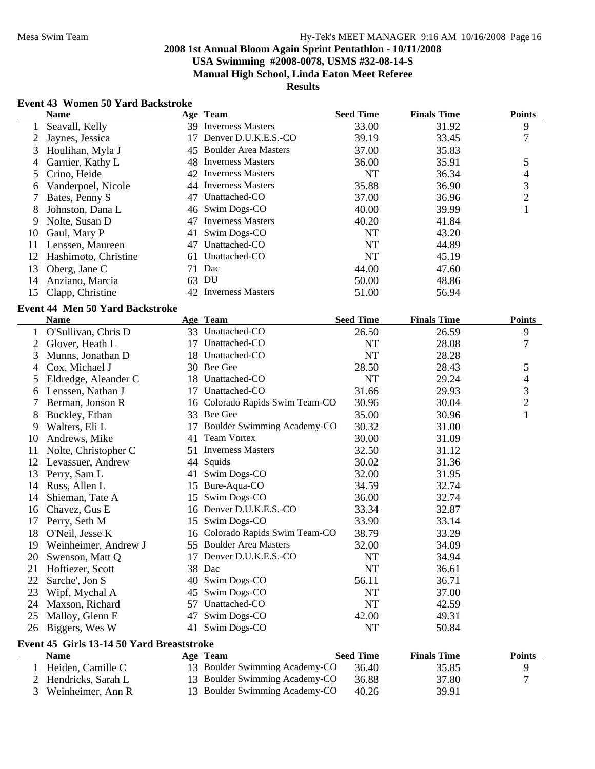## 2008 1st Annual Bloom Again Sprint Pentathlon - 10/11/2008
### USA Swimming #2008-0078, USMS #32-08-14-S
### Manual High School, Linda Eaton Meet Referee
### Results

**Event 43 Women 50 Yard Backstroke**

| | Name | Age | Team | Seed Time | Finals Time | Points |
|---|---|---|---|---|---|---|
| 1 | Seavall, Kelly | 39 | Inverness Masters | 33.00 | 31.92 | 9 |
| 2 | Jaynes, Jessica | 17 | Denver D.U.K.E.S.-CO | 39.19 | 33.45 | 7 |
| 3 | Houlihan, Myla J | 45 | Boulder Area Masters | 37.00 | 35.83 | |
| 4 | Garnier, Kathy L | 48 | Inverness Masters | 36.00 | 35.91 | 5 |
| 5 | Crino, Heide | 42 | Inverness Masters | NT | 36.34 | 4 |
| 6 | Vanderpoel, Nicole | 44 | Inverness Masters | 35.88 | 36.90 | 3 |
| 7 | Bates, Penny S | 47 | Unattached-CO | 37.00 | 36.96 | 2 |
| 8 | Johnston, Dana L | 46 | Swim Dogs-CO | 40.00 | 39.99 | 1 |
| 9 | Nolte, Susan D | 47 | Inverness Masters | 40.20 | 41.84 | |
| 10 | Gaul, Mary P | 41 | Swim Dogs-CO | NT | 43.20 | |
| 11 | Lenssen, Maureen | 47 | Unattached-CO | NT | 44.89 | |
| 12 | Hashimoto, Christine | 61 | Unattached-CO | NT | 45.19 | |
| 13 | Oberg, Jane C | 71 | Dac | 44.00 | 47.60 | |
| 14 | Anziano, Marcia | 63 | DU | 50.00 | 48.86 | |
| 15 | Clapp, Christine | 42 | Inverness Masters | 51.00 | 56.94 | |

**Event 44 Men 50 Yard Backstroke**

| | Name | Age | Team | Seed Time | Finals Time | Points |
|---|---|---|---|---|---|---|
| 1 | O'Sullivan, Chris D | 33 | Unattached-CO | 26.50 | 26.59 | 9 |
| 2 | Glover, Heath L | 17 | Unattached-CO | NT | 28.08 | 7 |
| 3 | Munns, Jonathan D | 18 | Unattached-CO | NT | 28.28 | |
| 4 | Cox, Michael J | 30 | Bee Gee | 28.50 | 28.43 | 5 |
| 5 | Eldredge, Aleander C | 18 | Unattached-CO | NT | 29.24 | 4 |
| 6 | Lenssen, Nathan J | 17 | Unattached-CO | 31.66 | 29.93 | 3 |
| 7 | Berman, Jonson R | 16 | Colorado Rapids Swim Team-CO | 30.96 | 30.04 | 2 |
| 8 | Buckley, Ethan | 33 | Bee Gee | 35.00 | 30.96 | 1 |
| 9 | Walters, Eli L | 17 | Boulder Swimming Academy-CO | 30.32 | 31.00 | |
| 10 | Andrews, Mike | 41 | Team Vortex | 30.00 | 31.09 | |
| 11 | Nolte, Christopher C | 51 | Inverness Masters | 32.50 | 31.12 | |
| 12 | Levassuer, Andrew | 44 | Squids | 30.02 | 31.36 | |
| 13 | Perry, Sam L | 41 | Swim Dogs-CO | 32.00 | 31.95 | |
| 14 | Russ, Allen L | 15 | Bure-Aqua-CO | 34.59 | 32.74 | |
| 14 | Shieman, Tate A | 15 | Swim Dogs-CO | 36.00 | 32.74 | |
| 16 | Chavez, Gus E | 16 | Denver D.U.K.E.S.-CO | 33.34 | 32.87 | |
| 17 | Perry, Seth M | 15 | Swim Dogs-CO | 33.90 | 33.14 | |
| 18 | O'Neil, Jesse K | 16 | Colorado Rapids Swim Team-CO | 38.79 | 33.29 | |
| 19 | Weinheimer, Andrew J | 55 | Boulder Area Masters | 32.00 | 34.09 | |
| 20 | Swenson, Matt Q | 17 | Denver D.U.K.E.S.-CO | NT | 34.94 | |
| 21 | Hoftiezer, Scott | 38 | Dac | NT | 36.61 | |
| 22 | Sarche', Jon S | 40 | Swim Dogs-CO | 56.11 | 36.71 | |
| 23 | Wipf, Mychal A | 45 | Swim Dogs-CO | NT | 37.00 | |
| 24 | Maxson, Richard | 57 | Unattached-CO | NT | 42.59 | |
| 25 | Malloy, Glenn E | 47 | Swim Dogs-CO | 42.00 | 49.31 | |
| 26 | Biggers, Wes W | 41 | Swim Dogs-CO | NT | 50.84 | |

**Event 45 Girls 13-14 50 Yard Breaststroke**

| | Name | Age | Team | Seed Time | Finals Time | Points |
|---|---|---|---|---|---|---|
| 1 | Heiden, Camille C | 13 | Boulder Swimming Academy-CO | 36.40 | 35.85 | 9 |
| 2 | Hendricks, Sarah L | 13 | Boulder Swimming Academy-CO | 36.88 | 37.80 | 7 |
| 3 | Weinheimer, Ann R | 13 | Boulder Swimming Academy-CO | 40.26 | 39.91 | |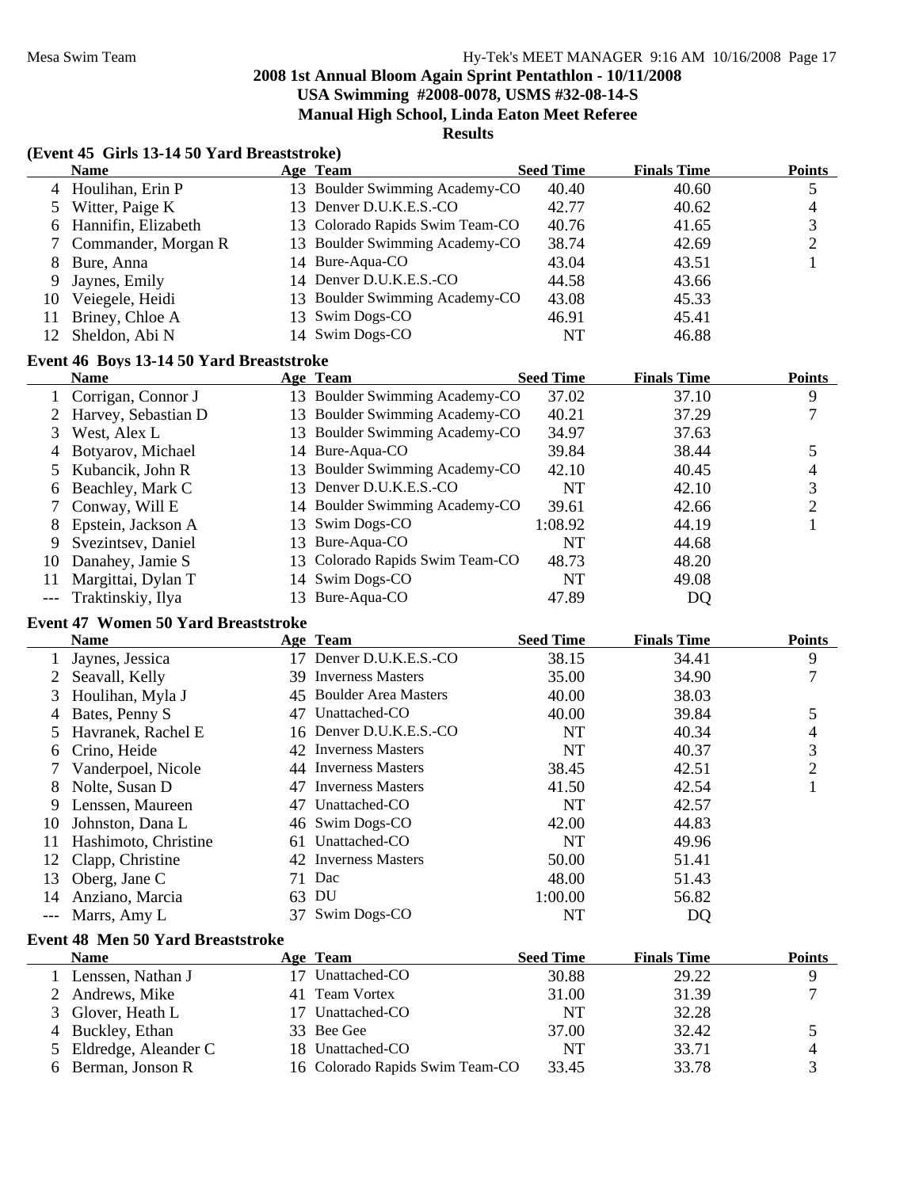## 2008 1st Annual Bloom Again Sprint Pentathlon - 10/11/2008

**USA Swimming #2008-0078, USMS #32-08-14-S**

**Manual High School, Linda Eaton Meet Referee**

**Results**

### (Event 45 Girls 13-14 50 Yard Breaststroke)

| | Name | Age | Team | Seed Time | Finals Time | Points |
|---|---|---|---|---|---|---|
| 4 | Houlihan, Erin P | 13 | Boulder Swimming Academy-CO | 40.40 | 40.60 | 5 |
| 5 | Witter, Paige K | 13 | Denver D.U.K.E.S.-CO | 42.77 | 40.62 | 4 |
| 6 | Hannifin, Elizabeth | 13 | Colorado Rapids Swim Team-CO | 40.76 | 41.65 | 3 |
| 7 | Commander, Morgan R | 13 | Boulder Swimming Academy-CO | 38.74 | 42.69 | 2 |
| 8 | Bure, Anna | 14 | Bure-Aqua-CO | 43.04 | 43.51 | 1 |
| 9 | Jaynes, Emily | 14 | Denver D.U.K.E.S.-CO | 44.58 | 43.66 | |
| 10 | Veiegele, Heidi | 13 | Boulder Swimming Academy-CO | 43.08 | 45.33 | |
| 11 | Briney, Chloe A | 13 | Swim Dogs-CO | 46.91 | 45.41 | |
| 12 | Sheldon, Abi N | 14 | Swim Dogs-CO | NT | 46.88 | |

### Event 46 Boys 13-14 50 Yard Breaststroke

| | Name | Age | Team | Seed Time | Finals Time | Points |
|---|---|---|---|---|---|---|
| 1 | Corrigan, Connor J | 13 | Boulder Swimming Academy-CO | 37.02 | 37.10 | 9 |
| 2 | Harvey, Sebastian D | 13 | Boulder Swimming Academy-CO | 40.21 | 37.29 | 7 |
| 3 | West, Alex L | 13 | Boulder Swimming Academy-CO | 34.97 | 37.63 | |
| 4 | Botyarov, Michael | 14 | Bure-Aqua-CO | 39.84 | 38.44 | 5 |
| 5 | Kubancik, John R | 13 | Boulder Swimming Academy-CO | 42.10 | 40.45 | 4 |
| 6 | Beachley, Mark C | 13 | Denver D.U.K.E.S.-CO | NT | 42.10 | 3 |
| 7 | Conway, Will E | 14 | Boulder Swimming Academy-CO | 39.61 | 42.66 | 2 |
| 8 | Epstein, Jackson A | 13 | Swim Dogs-CO | 1:08.92 | 44.19 | 1 |
| 9 | Svezintsev, Daniel | 13 | Bure-Aqua-CO | NT | 44.68 | |
| 10 | Danahey, Jamie S | 13 | Colorado Rapids Swim Team-CO | 48.73 | 48.20 | |
| 11 | Margittai, Dylan T | 14 | Swim Dogs-CO | NT | 49.08 | |
| --- | Traktinskiy, Ilya | 13 | Bure-Aqua-CO | 47.89 | DQ | |

### Event 47 Women 50 Yard Breaststroke

| | Name | Age | Team | Seed Time | Finals Time | Points |
|---|---|---|---|---|---|---|
| 1 | Jaynes, Jessica | 17 | Denver D.U.K.E.S.-CO | 38.15 | 34.41 | 9 |
| 2 | Seavall, Kelly | 39 | Inverness Masters | 35.00 | 34.90 | 7 |
| 3 | Houlihan, Myla J | 45 | Boulder Area Masters | 40.00 | 38.03 | |
| 4 | Bates, Penny S | 47 | Unattached-CO | 40.00 | 39.84 | 5 |
| 5 | Havranek, Rachel E | 16 | Denver D.U.K.E.S.-CO | NT | 40.34 | 4 |
| 6 | Crino, Heide | 42 | Inverness Masters | NT | 40.37 | 3 |
| 7 | Vanderpoel, Nicole | 44 | Inverness Masters | 38.45 | 42.51 | 2 |
| 8 | Nolte, Susan D | 47 | Inverness Masters | 41.50 | 42.54 | 1 |
| 9 | Lenssen, Maureen | 47 | Unattached-CO | NT | 42.57 | |
| 10 | Johnston, Dana L | 46 | Swim Dogs-CO | 42.00 | 44.83 | |
| 11 | Hashimoto, Christine | 61 | Unattached-CO | NT | 49.96 | |
| 12 | Clapp, Christine | 42 | Inverness Masters | 50.00 | 51.41 | |
| 13 | Oberg, Jane C | 71 | Dac | 48.00 | 51.43 | |
| 14 | Anziano, Marcia | 63 | DU | 1:00.00 | 56.82 | |
| --- | Marrs, Amy L | 37 | Swim Dogs-CO | NT | DQ | |

### Event 48 Men 50 Yard Breaststroke

| | Name | Age | Team | Seed Time | Finals Time | Points |
|---|---|---|---|---|---|---|
| 1 | Lenssen, Nathan J | 17 | Unattached-CO | 30.88 | 29.22 | 9 |
| 2 | Andrews, Mike | 41 | Team Vortex | 31.00 | 31.39 | 7 |
| 3 | Glover, Heath L | 17 | Unattached-CO | NT | 32.28 | |
| 4 | Buckley, Ethan | 33 | Bee Gee | 37.00 | 32.42 | 5 |
| 5 | Eldredge, Aleander C | 18 | Unattached-CO | NT | 33.71 | 4 |
| 6 | Berman, Jonson R | 16 | Colorado Rapids Swim Team-CO | 33.45 | 33.78 | 3 |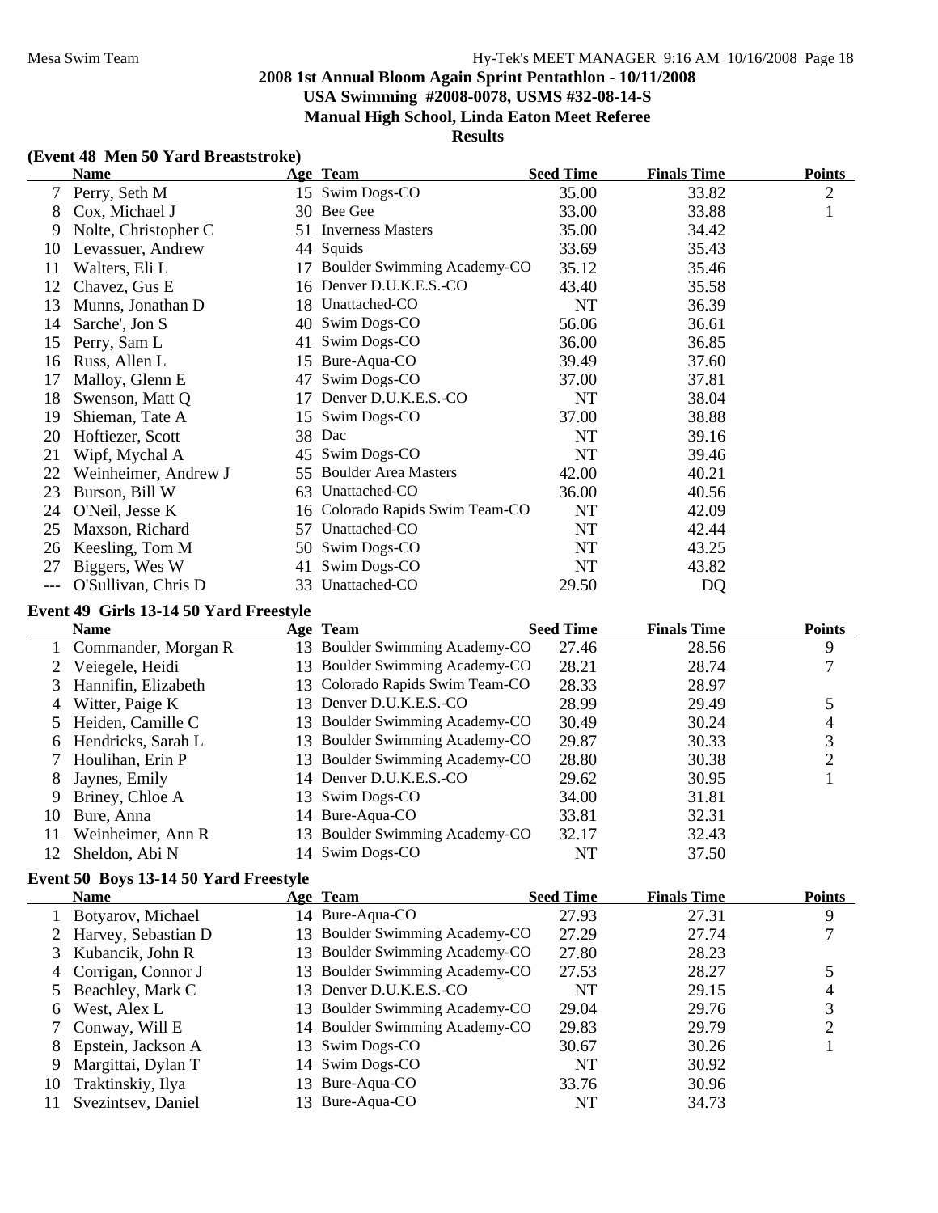## 2008 1st Annual Bloom Again Sprint Pentathlon - 10/11/2008

**USA Swimming #2008-0078, USMS #32-08-14-S**

**Manual High School, Linda Eaton Meet Referee**

**Results**

### (Event 48 Men 50 Yard Breaststroke)

| | Name | Age | Team | Seed Time | Finals Time | Points |
|---|---|---|---|---|---|---|
| 7 | Perry, Seth M | 15 | Swim Dogs-CO | 35.00 | 33.82 | 2 |
| 8 | Cox, Michael J | 30 | Bee Gee | 33.00 | 33.88 | 1 |
| 9 | Nolte, Christopher C | 51 | Inverness Masters | 35.00 | 34.42 | |
| 10 | Levassuer, Andrew | 44 | Squids | 33.69 | 35.43 | |
| 11 | Walters, Eli L | 17 | Boulder Swimming Academy-CO | 35.12 | 35.46 | |
| 12 | Chavez, Gus E | 16 | Denver D.U.K.E.S.-CO | 43.40 | 35.58 | |
| 13 | Munns, Jonathan D | 18 | Unattached-CO | NT | 36.39 | |
| 14 | Sarche', Jon S | 40 | Swim Dogs-CO | 56.06 | 36.61 | |
| 15 | Perry, Sam L | 41 | Swim Dogs-CO | 36.00 | 36.85 | |
| 16 | Russ, Allen L | 15 | Bure-Aqua-CO | 39.49 | 37.60 | |
| 17 | Malloy, Glenn E | 47 | Swim Dogs-CO | 37.00 | 37.81 | |
| 18 | Swenson, Matt Q | 17 | Denver D.U.K.E.S.-CO | NT | 38.04 | |
| 19 | Shieman, Tate A | 15 | Swim Dogs-CO | 37.00 | 38.88 | |
| 20 | Hoftiezer, Scott | 38 | Dac | NT | 39.16 | |
| 21 | Wipf, Mychal A | 45 | Swim Dogs-CO | NT | 39.46 | |
| 22 | Weinheimer, Andrew J | 55 | Boulder Area Masters | 42.00 | 40.21 | |
| 23 | Burson, Bill W | 63 | Unattached-CO | 36.00 | 40.56 | |
| 24 | O'Neil, Jesse K | 16 | Colorado Rapids Swim Team-CO | NT | 42.09 | |
| 25 | Maxson, Richard | 57 | Unattached-CO | NT | 42.44 | |
| 26 | Keesling, Tom M | 50 | Swim Dogs-CO | NT | 43.25 | |
| 27 | Biggers, Wes W | 41 | Swim Dogs-CO | NT | 43.82 | |
| --- | O'Sullivan, Chris D | 33 | Unattached-CO | 29.50 | DQ | |

### Event 49 Girls 13-14 50 Yard Freestyle

| | Name | Age | Team | Seed Time | Finals Time | Points |
|---|---|---|---|---|---|---|
| 1 | Commander, Morgan R | 13 | Boulder Swimming Academy-CO | 27.46 | 28.56 | 9 |
| 2 | Veiegele, Heidi | 13 | Boulder Swimming Academy-CO | 28.21 | 28.74 | 7 |
| 3 | Hannifin, Elizabeth | 13 | Colorado Rapids Swim Team-CO | 28.33 | 28.97 | |
| 4 | Witter, Paige K | 13 | Denver D.U.K.E.S.-CO | 28.99 | 29.49 | 5 |
| 5 | Heiden, Camille C | 13 | Boulder Swimming Academy-CO | 30.49 | 30.24 | 4 |
| 6 | Hendricks, Sarah L | 13 | Boulder Swimming Academy-CO | 29.87 | 30.33 | 3 |
| 7 | Houlihan, Erin P | 13 | Boulder Swimming Academy-CO | 28.80 | 30.38 | 2 |
| 8 | Jaynes, Emily | 14 | Denver D.U.K.E.S.-CO | 29.62 | 30.95 | 1 |
| 9 | Briney, Chloe A | 13 | Swim Dogs-CO | 34.00 | 31.81 | |
| 10 | Bure, Anna | 14 | Bure-Aqua-CO | 33.81 | 32.31 | |
| 11 | Weinheimer, Ann R | 13 | Boulder Swimming Academy-CO | 32.17 | 32.43 | |
| 12 | Sheldon, Abi N | 14 | Swim Dogs-CO | NT | 37.50 | |

### Event 50 Boys 13-14 50 Yard Freestyle

| | Name | Age | Team | Seed Time | Finals Time | Points |
|---|---|---|---|---|---|---|
| 1 | Botyarov, Michael | 14 | Bure-Aqua-CO | 27.93 | 27.31 | 9 |
| 2 | Harvey, Sebastian D | 13 | Boulder Swimming Academy-CO | 27.29 | 27.74 | 7 |
| 3 | Kubancik, John R | 13 | Boulder Swimming Academy-CO | 27.80 | 28.23 | |
| 4 | Corrigan, Connor J | 13 | Boulder Swimming Academy-CO | 27.53 | 28.27 | 5 |
| 5 | Beachley, Mark C | 13 | Denver D.U.K.E.S.-CO | NT | 29.15 | 4 |
| 6 | West, Alex L | 13 | Boulder Swimming Academy-CO | 29.04 | 29.76 | 3 |
| 7 | Conway, Will E | 14 | Boulder Swimming Academy-CO | 29.83 | 29.79 | 2 |
| 8 | Epstein, Jackson A | 13 | Swim Dogs-CO | 30.67 | 30.26 | 1 |
| 9 | Margittai, Dylan T | 14 | Swim Dogs-CO | NT | 30.92 | |
| 10 | Traktinskiy, Ilya | 13 | Bure-Aqua-CO | 33.76 | 30.96 | |
| 11 | Svezintsev, Daniel | 13 | Bure-Aqua-CO | NT | 34.73 | |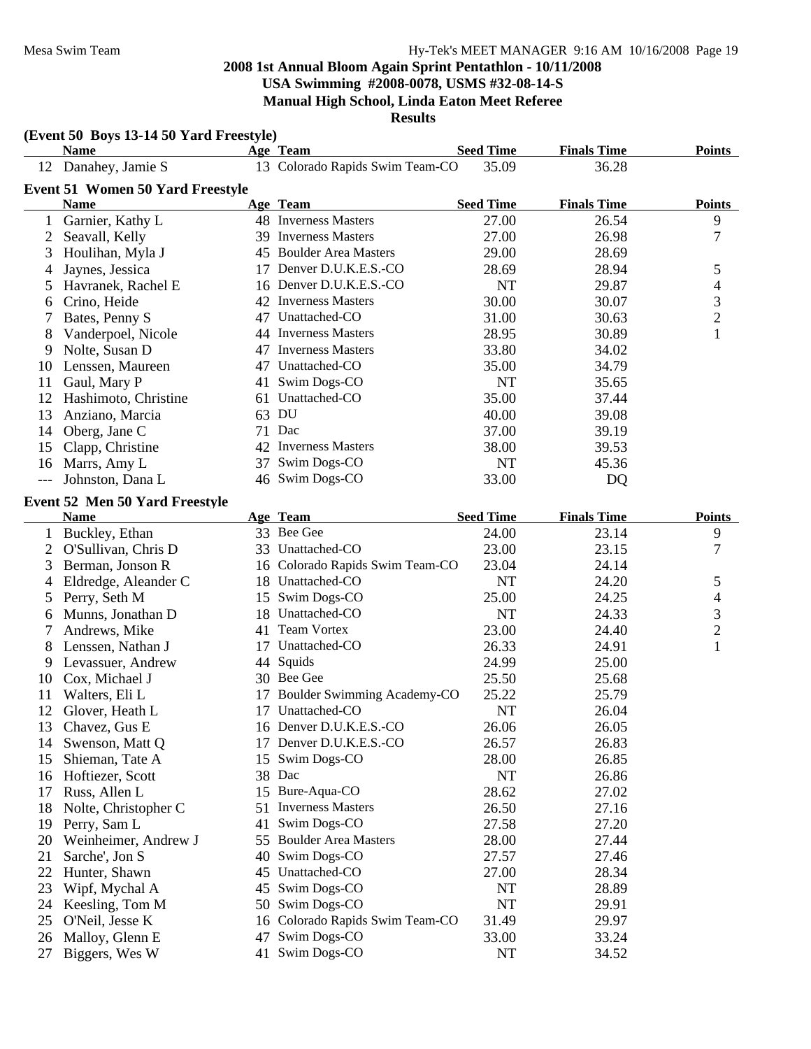## 2008 1st Annual Bloom Again Sprint Pentathlon - 10/11/2008

**USA Swimming #2008-0078, USMS #32-08-14-S**

**Manual High School, Linda Eaton Meet Referee**

**Results**

### (Event 50 Boys 13-14 50 Yard Freestyle)

| | Name | Age | Team | Seed Time | Finals Time | Points |
|---|---|---|---|---|---|---|
| 12 | Danahey, Jamie S | 13 | Colorado Rapids Swim Team-CO | 35.09 | 36.28 | |

### Event 51 Women 50 Yard Freestyle

| | Name | Age | Team | Seed Time | Finals Time | Points |
|---|---|---|---|---|---|---|
| 1 | Garnier, Kathy L | 48 | Inverness Masters | 27.00 | 26.54 | 9 |
| 2 | Seavall, Kelly | 39 | Inverness Masters | 27.00 | 26.98 | 7 |
| 3 | Houlihan, Myla J | 45 | Boulder Area Masters | 29.00 | 28.69 | |
| 4 | Jaynes, Jessica | 17 | Denver D.U.K.E.S.-CO | 28.69 | 28.94 | 5 |
| 5 | Havranek, Rachel E | 16 | Denver D.U.K.E.S.-CO | NT | 29.87 | 4 |
| 6 | Crino, Heide | 42 | Inverness Masters | 30.00 | 30.07 | 3 |
| 7 | Bates, Penny S | 47 | Unattached-CO | 31.00 | 30.63 | 2 |
| 8 | Vanderpoel, Nicole | 44 | Inverness Masters | 28.95 | 30.89 | 1 |
| 9 | Nolte, Susan D | 47 | Inverness Masters | 33.80 | 34.02 | |
| 10 | Lenssen, Maureen | 47 | Unattached-CO | 35.00 | 34.79 | |
| 11 | Gaul, Mary P | 41 | Swim Dogs-CO | NT | 35.65 | |
| 12 | Hashimoto, Christine | 61 | Unattached-CO | 35.00 | 37.44 | |
| 13 | Anziano, Marcia | 63 | DU | 40.00 | 39.08 | |
| 14 | Oberg, Jane C | 71 | Dac | 37.00 | 39.19 | |
| 15 | Clapp, Christine | 42 | Inverness Masters | 38.00 | 39.53 | |
| 16 | Marrs, Amy L | 37 | Swim Dogs-CO | NT | 45.36 | |
| --- | Johnston, Dana L | 46 | Swim Dogs-CO | 33.00 | DQ | |

### Event 52 Men 50 Yard Freestyle

| | Name | Age | Team | Seed Time | Finals Time | Points |
|---|---|---|---|---|---|---|
| 1 | Buckley, Ethan | 33 | Bee Gee | 24.00 | 23.14 | 9 |
| 2 | O'Sullivan, Chris D | 33 | Unattached-CO | 23.00 | 23.15 | 7 |
| 3 | Berman, Jonson R | 16 | Colorado Rapids Swim Team-CO | 23.04 | 24.14 | |
| 4 | Eldredge, Aleander C | 18 | Unattached-CO | NT | 24.20 | 5 |
| 5 | Perry, Seth M | 15 | Swim Dogs-CO | 25.00 | 24.25 | 4 |
| 6 | Munns, Jonathan D | 18 | Unattached-CO | NT | 24.33 | 3 |
| 7 | Andrews, Mike | 41 | Team Vortex | 23.00 | 24.40 | 2 |
| 8 | Lenssen, Nathan J | 17 | Unattached-CO | 26.33 | 24.91 | 1 |
| 9 | Levassuer, Andrew | 44 | Squids | 24.99 | 25.00 | |
| 10 | Cox, Michael J | 30 | Bee Gee | 25.50 | 25.68 | |
| 11 | Walters, Eli L | 17 | Boulder Swimming Academy-CO | 25.22 | 25.79 | |
| 12 | Glover, Heath L | 17 | Unattached-CO | NT | 26.04 | |
| 13 | Chavez, Gus E | 16 | Denver D.U.K.E.S.-CO | 26.06 | 26.05 | |
| 14 | Swenson, Matt Q | 17 | Denver D.U.K.E.S.-CO | 26.57 | 26.83 | |
| 15 | Shieman, Tate A | 15 | Swim Dogs-CO | 28.00 | 26.85 | |
| 16 | Hoftiezer, Scott | 38 | Dac | NT | 26.86 | |
| 17 | Russ, Allen L | 15 | Bure-Aqua-CO | 28.62 | 27.02 | |
| 18 | Nolte, Christopher C | 51 | Inverness Masters | 26.50 | 27.16 | |
| 19 | Perry, Sam L | 41 | Swim Dogs-CO | 27.58 | 27.20 | |
| 20 | Weinheimer, Andrew J | 55 | Boulder Area Masters | 28.00 | 27.44 | |
| 21 | Sarche', Jon S | 40 | Swim Dogs-CO | 27.57 | 27.46 | |
| 22 | Hunter, Shawn | 45 | Unattached-CO | 27.00 | 28.34 | |
| 23 | Wipf, Mychal A | 45 | Swim Dogs-CO | NT | 28.89 | |
| 24 | Keesling, Tom M | 50 | Swim Dogs-CO | NT | 29.91 | |
| 25 | O'Neil, Jesse K | 16 | Colorado Rapids Swim Team-CO | 31.49 | 29.97 | |
| 26 | Malloy, Glenn E | 47 | Swim Dogs-CO | 33.00 | 33.24 | |
| 27 | Biggers, Wes W | 41 | Swim Dogs-CO | NT | 34.52 | |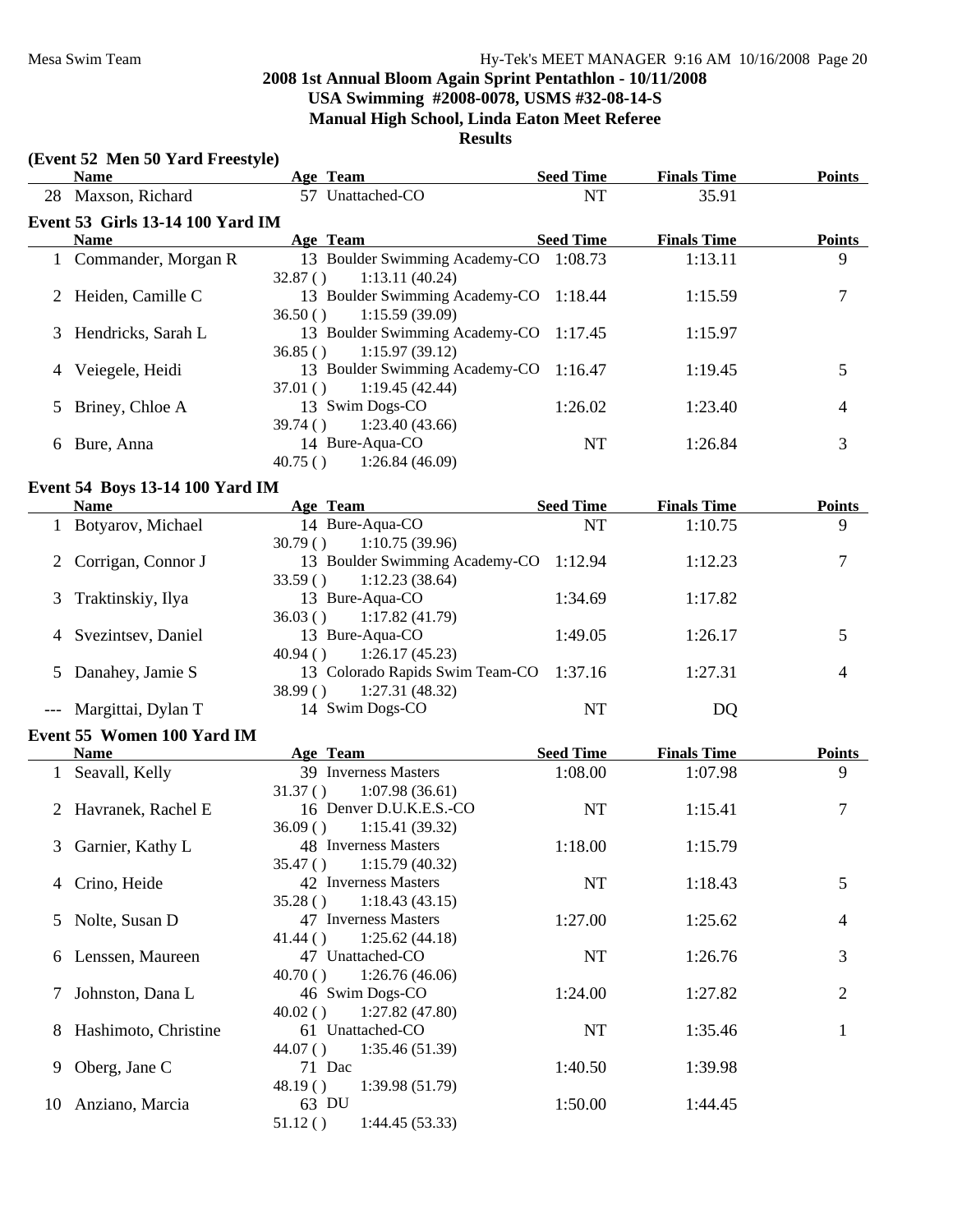## 2008 1st Annual Bloom Again Sprint Pentathlon - 10/11/2008

**USA Swimming #2008-0078, USMS #32-08-14-S**

**Manual High School, Linda Eaton Meet Referee**

**Results**

### (Event 52 Men 50 Yard Freestyle)

| | Name | Age | Team | Seed Time | Finals Time | Points |
|---|---|---|---|---|---|---|
| 28 | Maxson, Richard | 57 | Unattached-CO | NT | 35.91 | |

### Event 53 Girls 13-14 100 Yard IM

| | Name | Age | Team | Seed Time | Finals Time | Points |
|---|---|---|---|---|---|---|
| 1 | Commander, Morgan R | 13 | Boulder Swimming Academy-CO | 1:08.73 | 1:13.11 | 9 |
| | | | 32.87 ( ) 1:13.11 (40.24) | | | |
| 2 | Heiden, Camille C | 13 | Boulder Swimming Academy-CO | 1:18.44 | 1:15.59 | 7 |
| | | | 36.50 ( ) 1:15.59 (39.09) | | | |
| 3 | Hendricks, Sarah L | 13 | Boulder Swimming Academy-CO | 1:17.45 | 1:15.97 | |
| | | | 36.85 ( ) 1:15.97 (39.12) | | | |
| 4 | Veiegele, Heidi | 13 | Boulder Swimming Academy-CO | 1:16.47 | 1:19.45 | 5 |
| | | | 37.01 ( ) 1:19.45 (42.44) | | | |
| 5 | Briney, Chloe A | 13 | Swim Dogs-CO | 1:26.02 | 1:23.40 | 4 |
| | | | 39.74 ( ) 1:23.40 (43.66) | | | |
| 6 | Bure, Anna | 14 | Bure-Aqua-CO | NT | 1:26.84 | 3 |
| | | | 40.75 ( ) 1:26.84 (46.09) | | | |

### Event 54 Boys 13-14 100 Yard IM

| | Name | Age | Team | Seed Time | Finals Time | Points |
|---|---|---|---|---|---|---|
| 1 | Botyarov, Michael | 14 | Bure-Aqua-CO | NT | 1:10.75 | 9 |
| | | | 30.79 ( ) 1:10.75 (39.96) | | | |
| 2 | Corrigan, Connor J | 13 | Boulder Swimming Academy-CO | 1:12.94 | 1:12.23 | 7 |
| | | | 33.59 ( ) 1:12.23 (38.64) | | | |
| 3 | Traktinskiy, Ilya | 13 | Bure-Aqua-CO | 1:34.69 | 1:17.82 | |
| | | | 36.03 ( ) 1:17.82 (41.79) | | | |
| 4 | Svezintsev, Daniel | 13 | Bure-Aqua-CO | 1:49.05 | 1:26.17 | 5 |
| | | | 40.94 ( ) 1:26.17 (45.23) | | | |
| 5 | Danahey, Jamie S | 13 | Colorado Rapids Swim Team-CO | 1:37.16 | 1:27.31 | 4 |
| | | | 38.99 ( ) 1:27.31 (48.32) | | | |
| --- | Margittai, Dylan T | 14 | Swim Dogs-CO | NT | DQ | |

### Event 55 Women 100 Yard IM

| | Name | Age | Team | Seed Time | Finals Time | Points |
|---|---|---|---|---|---|---|
| 1 | Seavall, Kelly | 39 | Inverness Masters | 1:08.00 | 1:07.98 | 9 |
| | | | 31.37 ( ) 1:07.98 (36.61) | | | |
| 2 | Havranek, Rachel E | 16 | Denver D.U.K.E.S.-CO | NT | 1:15.41 | 7 |
| | | | 36.09 ( ) 1:15.41 (39.32) | | | |
| 3 | Garnier, Kathy L | 48 | Inverness Masters | 1:18.00 | 1:15.79 | |
| | | | 35.47 ( ) 1:15.79 (40.32) | | | |
| 4 | Crino, Heide | 42 | Inverness Masters | NT | 1:18.43 | 5 |
| | | | 35.28 ( ) 1:18.43 (43.15) | | | |
| 5 | Nolte, Susan D | 47 | Inverness Masters | 1:27.00 | 1:25.62 | 4 |
| | | | 41.44 ( ) 1:25.62 (44.18) | | | |
| 6 | Lenssen, Maureen | 47 | Unattached-CO | NT | 1:26.76 | 3 |
| | | | 40.70 ( ) 1:26.76 (46.06) | | | |
| 7 | Johnston, Dana L | 46 | Swim Dogs-CO | 1:24.00 | 1:27.82 | 2 |
| | | | 40.02 ( ) 1:27.82 (47.80) | | | |
| 8 | Hashimoto, Christine | 61 | Unattached-CO | NT | 1:35.46 | 1 |
| | | | 44.07 ( ) 1:35.46 (51.39) | | | |
| 9 | Oberg, Jane C | 71 | Dac | 1:40.50 | 1:39.98 | |
| | | | 48.19 ( ) 1:39.98 (51.79) | | | |
| 10 | Anziano, Marcia | 63 | DU | 1:50.00 | 1:44.45 | |
| | | | 51.12 ( ) 1:44.45 (53.33) | | | |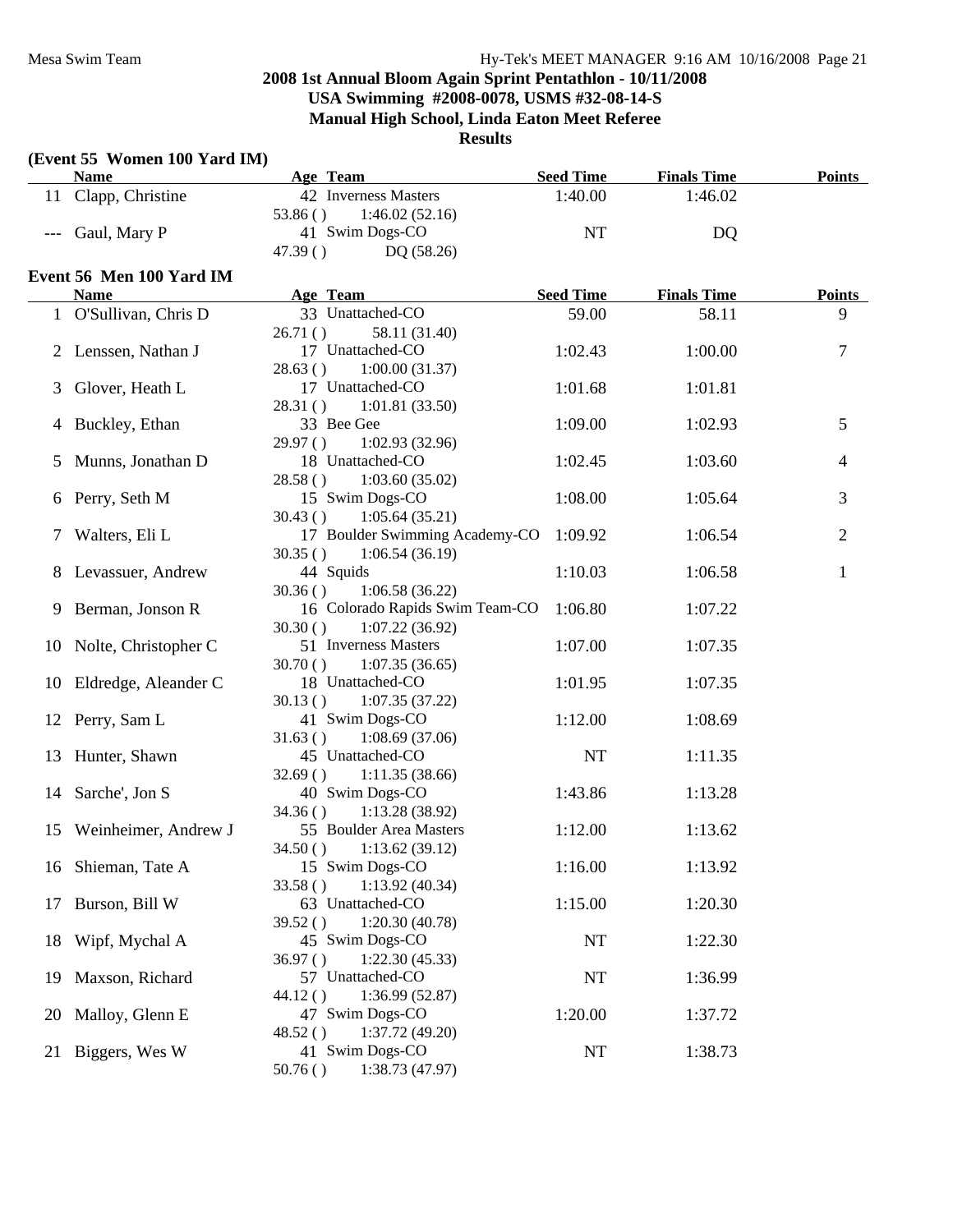## 2008 1st Annual Bloom Again Sprint Pentathlon - 10/11/2008
## USA Swimming #2008-0078, USMS #32-08-14-S
## Manual High School, Linda Eaton Meet Referee
## Results

### (Event 55 Women 100 Yard IM)

| | Name | Age | Team | Seed Time | Finals Time | Points |
|---|---|---|---|---|---|---|
| 11 | Clapp, Christine | 42 | Inverness Masters | 1:40.00 | 1:46.02 | |
| | 53.86 ( ) 1:46.02 (52.16) | | | | | |
| --- | Gaul, Mary P | 41 | Swim Dogs-CO | NT | DQ | |
| | 47.39 ( ) DQ (58.26) | | | | | |

### Event 56 Men 100 Yard IM

| | Name | Age | Team | Seed Time | Finals Time | Points |
|---|---|---|---|---|---|---|
| 1 | O'Sullivan, Chris D | 33 | Unattached-CO | 59.00 | 58.11 | 9 |
| | 26.71 ( ) 58.11 (31.40) | | | | | |
| 2 | Lenssen, Nathan J | 17 | Unattached-CO | 1:02.43 | 1:00.00 | 7 |
| | 28.63 ( ) 1:00.00 (31.37) | | | | | |
| 3 | Glover, Heath L | 17 | Unattached-CO | 1:01.68 | 1:01.81 | |
| | 28.31 ( ) 1:01.81 (33.50) | | | | | |
| 4 | Buckley, Ethan | 33 | Bee Gee | 1:09.00 | 1:02.93 | 5 |
| | 29.97 ( ) 1:02.93 (32.96) | | | | | |
| 5 | Munns, Jonathan D | 18 | Unattached-CO | 1:02.45 | 1:03.60 | 4 |
| | 28.58 ( ) 1:03.60 (35.02) | | | | | |
| 6 | Perry, Seth M | 15 | Swim Dogs-CO | 1:08.00 | 1:05.64 | 3 |
| | 30.43 ( ) 1:05.64 (35.21) | | | | | |
| 7 | Walters, Eli L | 17 | Boulder Swimming Academy-CO | 1:09.92 | 1:06.54 | 2 |
| | 30.35 ( ) 1:06.54 (36.19) | | | | | |
| 8 | Levassuer, Andrew | 44 | Squids | 1:10.03 | 1:06.58 | 1 |
| | 30.36 ( ) 1:06.58 (36.22) | | | | | |
| 9 | Berman, Jonson R | 16 | Colorado Rapids Swim Team-CO | 1:06.80 | 1:07.22 | |
| | 30.30 ( ) 1:07.22 (36.92) | | | | | |
| 10 | Nolte, Christopher C | 51 | Inverness Masters | 1:07.00 | 1:07.35 | |
| | 30.70 ( ) 1:07.35 (36.65) | | | | | |
| 10 | Eldredge, Aleander C | 18 | Unattached-CO | 1:01.95 | 1:07.35 | |
| | 30.13 ( ) 1:07.35 (37.22) | | | | | |
| 12 | Perry, Sam L | 41 | Swim Dogs-CO | 1:12.00 | 1:08.69 | |
| | 31.63 ( ) 1:08.69 (37.06) | | | | | |
| 13 | Hunter, Shawn | 45 | Unattached-CO | NT | 1:11.35 | |
| | 32.69 ( ) 1:11.35 (38.66) | | | | | |
| 14 | Sarche', Jon S | 40 | Swim Dogs-CO | 1:43.86 | 1:13.28 | |
| | 34.36 ( ) 1:13.28 (38.92) | | | | | |
| 15 | Weinheimer, Andrew J | 55 | Boulder Area Masters | 1:12.00 | 1:13.62 | |
| | 34.50 ( ) 1:13.62 (39.12) | | | | | |
| 16 | Shieman, Tate A | 15 | Swim Dogs-CO | 1:16.00 | 1:13.92 | |
| | 33.58 ( ) 1:13.92 (40.34) | | | | | |
| 17 | Burson, Bill W | 63 | Unattached-CO | 1:15.00 | 1:20.30 | |
| | 39.52 ( ) 1:20.30 (40.78) | | | | | |
| 18 | Wipf, Mychal A | 45 | Swim Dogs-CO | NT | 1:22.30 | |
| | 36.97 ( ) 1:22.30 (45.33) | | | | | |
| 19 | Maxson, Richard | 57 | Unattached-CO | NT | 1:36.99 | |
| | 44.12 ( ) 1:36.99 (52.87) | | | | | |
| 20 | Malloy, Glenn E | 47 | Swim Dogs-CO | 1:20.00 | 1:37.72 | |
| | 48.52 ( ) 1:37.72 (49.20) | | | | | |
| 21 | Biggers, Wes W | 41 | Swim Dogs-CO | NT | 1:38.73 | |
| | 50.76 ( ) 1:38.73 (47.97) | | | | | |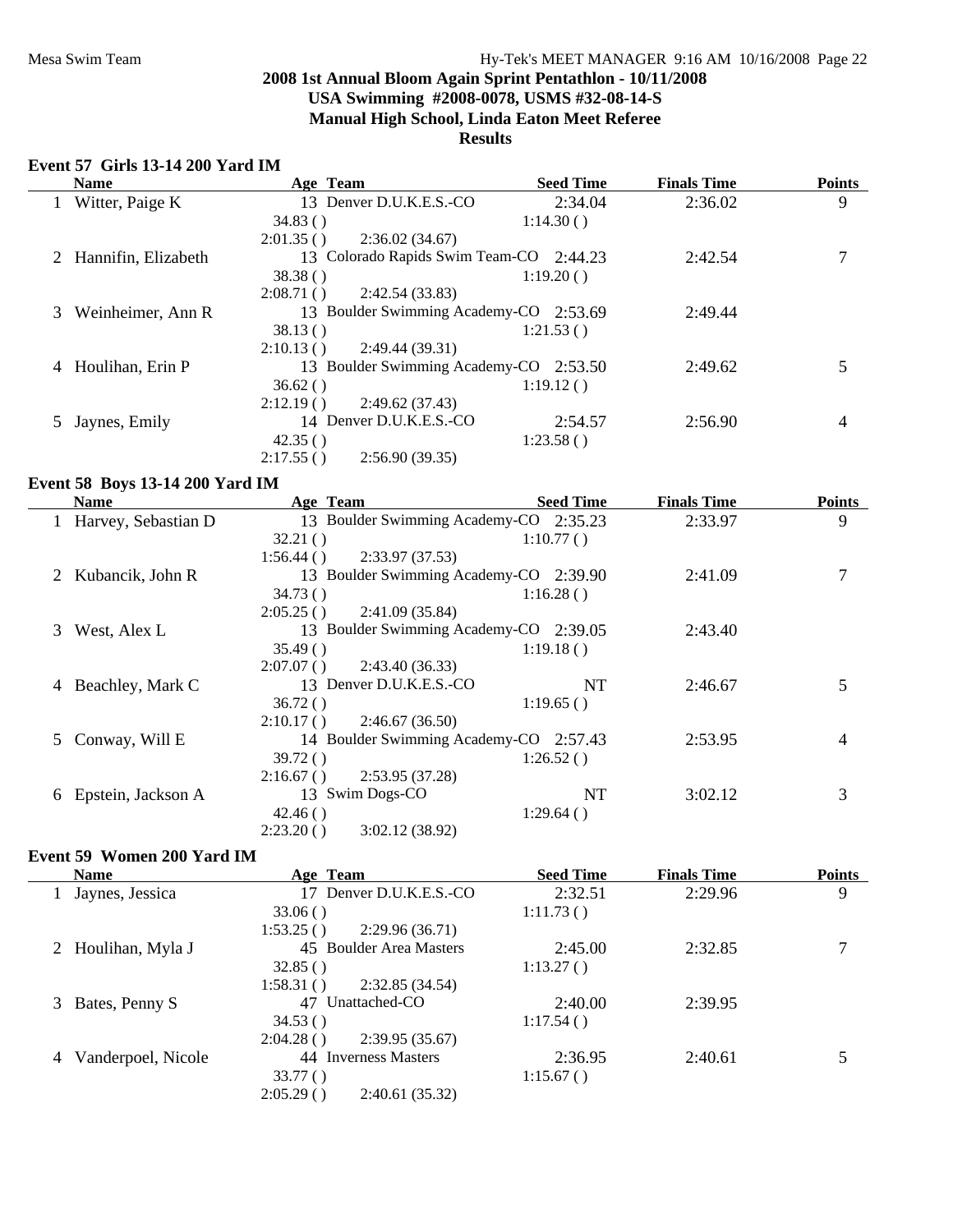# 2008 1st Annual Bloom Again Sprint Pentathlon - 10/11/2008

**USA Swimming #2008-0078, USMS #32-08-14-S**

**Manual High School, Linda Eaton Meet Referee**

**Results**

### Event 57 Girls 13-14 200 Yard IM

| | Name | Age | Team | Seed Time | Finals Time | Points |
|---|---|---|---|---|---|---|
| 1 | Witter, Paige K | 13 | Denver D.U.K.E.S.-CO | 2:34.04 | 2:36.02 | 9 |
| | 34.83 ( ) | | | 1:14.30 ( ) | | |
| | 2:01.35 ( ) | | 2:36.02 (34.67) | | | |
| 2 | Hannifin, Elizabeth | 13 | Colorado Rapids Swim Team-CO | 2:44.23 | 2:42.54 | 7 |
| | 38.38 ( ) | | | 1:19.20 ( ) | | |
| | 2:08.71 ( ) | | 2:42.54 (33.83) | | | |
| 3 | Weinheimer, Ann R | 13 | Boulder Swimming Academy-CO | 2:53.69 | 2:49.44 | |
| | 38.13 ( ) | | | 1:21.53 ( ) | | |
| | 2:10.13 ( ) | | 2:49.44 (39.31) | | | |
| 4 | Houlihan, Erin P | 13 | Boulder Swimming Academy-CO | 2:53.50 | 2:49.62 | 5 |
| | 36.62 ( ) | | | 1:19.12 ( ) | | |
| | 2:12.19 ( ) | | 2:49.62 (37.43) | | | |
| 5 | Jaynes, Emily | 14 | Denver D.U.K.E.S.-CO | 2:54.57 | 2:56.90 | 4 |
| | 42.35 ( ) | | | 1:23.58 ( ) | | |
| | 2:17.55 ( ) | | 2:56.90 (39.35) | | | |

### Event 58 Boys 13-14 200 Yard IM

| | Name | Age | Team | Seed Time | Finals Time | Points |
|---|---|---|---|---|---|---|
| 1 | Harvey, Sebastian D | 13 | Boulder Swimming Academy-CO | 2:35.23 | 2:33.97 | 9 |
| | 32.21 ( ) | | | 1:10.77 ( ) | | |
| | 1:56.44 ( ) | | 2:33.97 (37.53) | | | |
| 2 | Kubancik, John R | 13 | Boulder Swimming Academy-CO | 2:39.90 | 2:41.09 | 7 |
| | 34.73 ( ) | | | 1:16.28 ( ) | | |
| | 2:05.25 ( ) | | 2:41.09 (35.84) | | | |
| 3 | West, Alex L | 13 | Boulder Swimming Academy-CO | 2:39.05 | 2:43.40 | |
| | 35.49 ( ) | | | 1:19.18 ( ) | | |
| | 2:07.07 ( ) | | 2:43.40 (36.33) | | | |
| 4 | Beachley, Mark C | 13 | Denver D.U.K.E.S.-CO | NT | 2:46.67 | 5 |
| | 36.72 ( ) | | | 1:19.65 ( ) | | |
| | 2:10.17 ( ) | | 2:46.67 (36.50) | | | |
| 5 | Conway, Will E | 14 | Boulder Swimming Academy-CO | 2:57.43 | 2:53.95 | 4 |
| | 39.72 ( ) | | | 1:26.52 ( ) | | |
| | 2:16.67 ( ) | | 2:53.95 (37.28) | | | |
| 6 | Epstein, Jackson A | 13 | Swim Dogs-CO | NT | 3:02.12 | 3 |
| | 42.46 ( ) | | | 1:29.64 ( ) | | |
| | 2:23.20 ( ) | | 3:02.12 (38.92) | | | |

### Event 59 Women 200 Yard IM

| | Name | Age | Team | Seed Time | Finals Time | Points |
|---|---|---|---|---|---|---|
| 1 | Jaynes, Jessica | 17 | Denver D.U.K.E.S.-CO | 2:32.51 | 2:29.96 | 9 |
| | 33.06 ( ) | | | 1:11.73 ( ) | | |
| | 1:53.25 ( ) | | 2:29.96 (36.71) | | | |
| 2 | Houlihan, Myla J | 45 | Boulder Area Masters | 2:45.00 | 2:32.85 | 7 |
| | 32.85 ( ) | | | 1:13.27 ( ) | | |
| | 1:58.31 ( ) | | 2:32.85 (34.54) | | | |
| 3 | Bates, Penny S | 47 | Unattached-CO | 2:40.00 | 2:39.95 | |
| | 34.53 ( ) | | | 1:17.54 ( ) | | |
| | 2:04.28 ( ) | | 2:39.95 (35.67) | | | |
| 4 | Vanderpoel, Nicole | 44 | Inverness Masters | 2:36.95 | 2:40.61 | 5 |
| | 33.77 ( ) | | | 1:15.67 ( ) | | |
| | 2:05.29 ( ) | | 2:40.61 (35.32) | | | |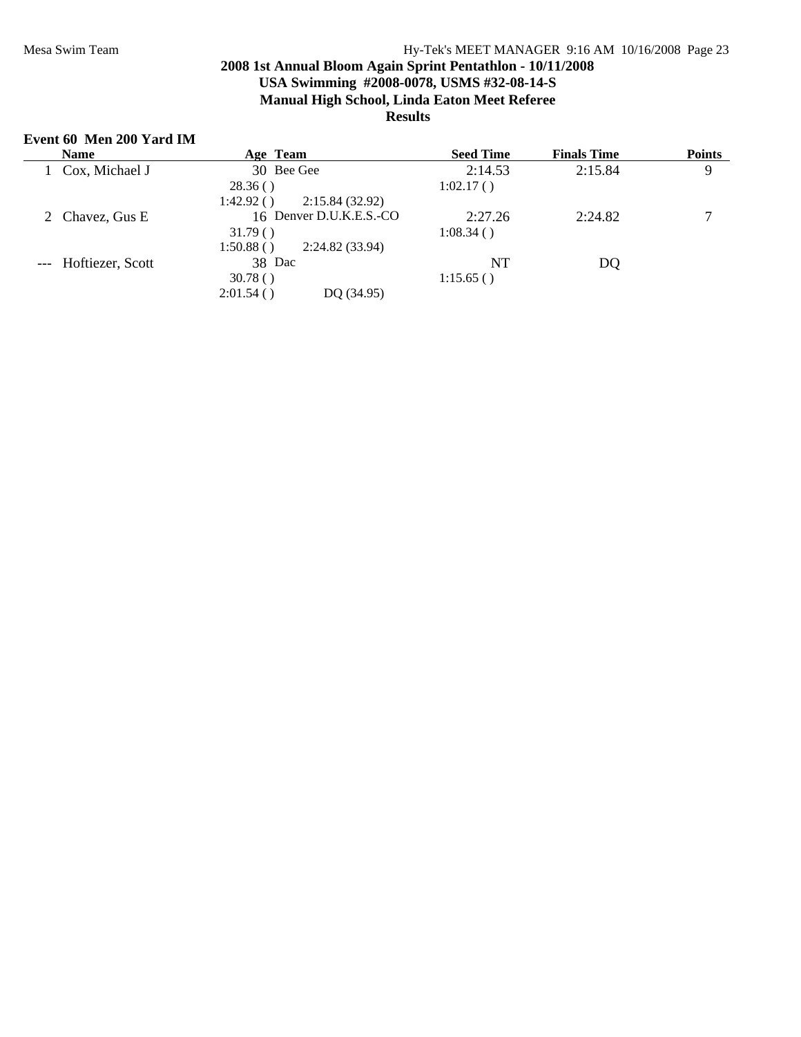# 2008 1st Annual Bloom Again Sprint Pentathlon - 10/11/2008

**USA Swimming #2008-0078, USMS #32-08-14-S**

**Manual High School, Linda Eaton Meet Referee**

**Results**

### Event 60 Men 200 Yard IM

| | Name | Age | Team | Seed Time | Finals Time | Points |
|---|---|---|---|---|---|---|
| 1 | Cox, Michael J | 30 | Bee Gee | 2:14.53 | 2:15.84 | 9 |
| | | 28.36 ( ) | | 1:02.17 ( ) | | |
| | | 1:42.92 ( ) | 2:15.84 (32.92) | | | |
| 2 | Chavez, Gus E | 16 | Denver D.U.K.E.S.-CO | 2:27.26 | 2:24.82 | 7 |
| | | 31.79 ( ) | | 1:08.34 ( ) | | |
| | | 1:50.88 ( ) | 2:24.82 (33.94) | | | |
| --- | Hoftiezer, Scott | 38 | Dac | NT | DQ | |
| | | 30.78 ( ) | | 1:15.65 ( ) | | |
| | | 2:01.54 ( ) | DQ (34.95) | | | |